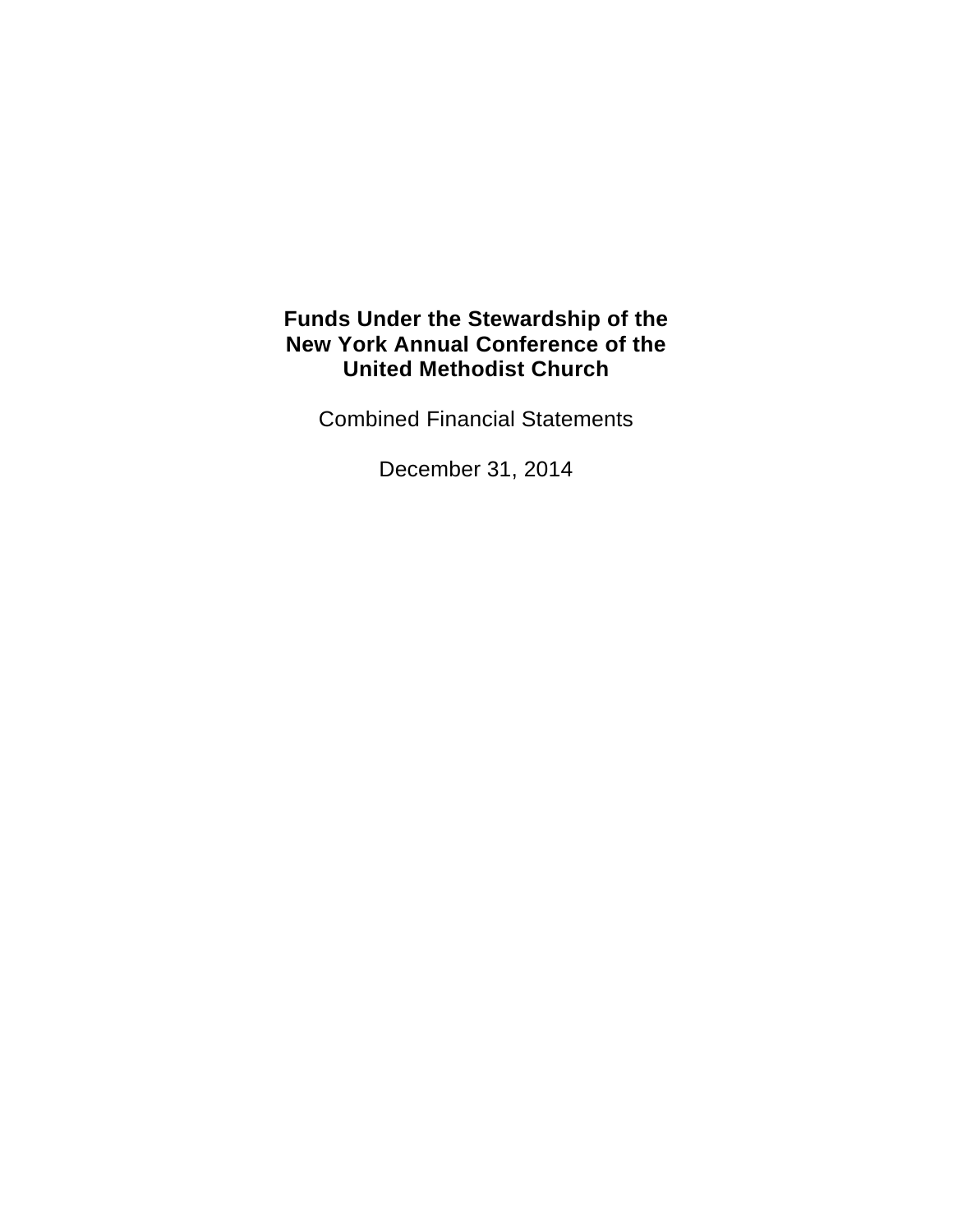# Funds Under the Stewardship of the New York Annual Conference of the United Methodist Church

Combined Financial Statements

December 31, 2014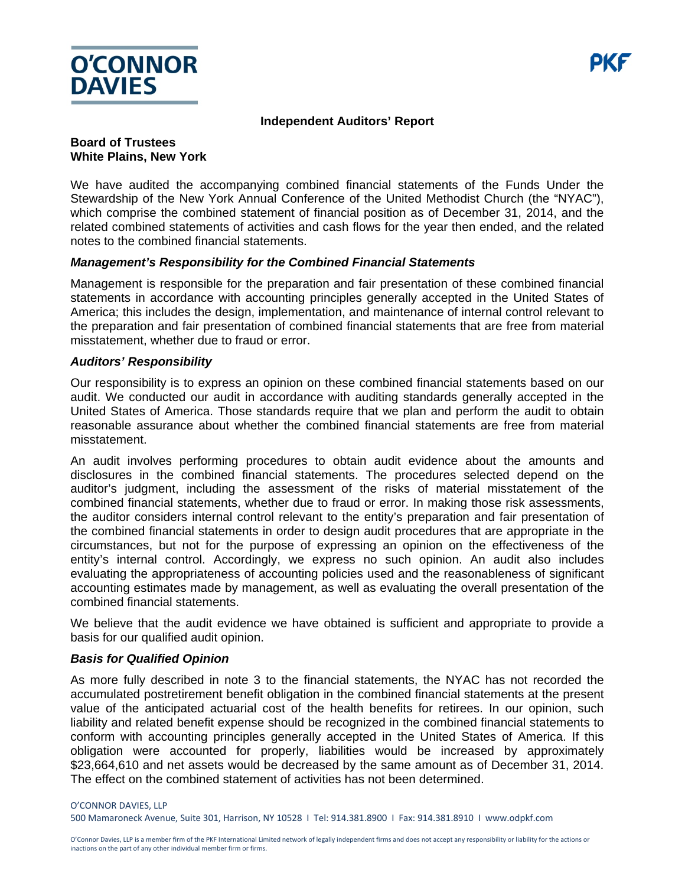**O'CONNOR DAVIES**

**PKF**

## Independent Auditors' Report

**Board of Trustees**
**White Plains, New York**

We have audited the accompanying combined financial statements of the Funds Under the Stewardship of the New York Annual Conference of the United Methodist Church (the "NYAC"), which comprise the combined statement of financial position as of December 31, 2014, and the related combined statements of activities and cash flows for the year then ended, and the related notes to the combined financial statements.

### *Management's Responsibility for the Combined Financial Statements*

Management is responsible for the preparation and fair presentation of these combined financial statements in accordance with accounting principles generally accepted in the United States of America; this includes the design, implementation, and maintenance of internal control relevant to the preparation and fair presentation of combined financial statements that are free from material misstatement, whether due to fraud or error.

### *Auditors' Responsibility*

Our responsibility is to express an opinion on these combined financial statements based on our audit. We conducted our audit in accordance with auditing standards generally accepted in the United States of America. Those standards require that we plan and perform the audit to obtain reasonable assurance about whether the combined financial statements are free from material misstatement.

An audit involves performing procedures to obtain audit evidence about the amounts and disclosures in the combined financial statements. The procedures selected depend on the auditor's judgment, including the assessment of the risks of material misstatement of the combined financial statements, whether due to fraud or error. In making those risk assessments, the auditor considers internal control relevant to the entity's preparation and fair presentation of the combined financial statements in order to design audit procedures that are appropriate in the circumstances, but not for the purpose of expressing an opinion on the effectiveness of the entity's internal control. Accordingly, we express no such opinion. An audit also includes evaluating the appropriateness of accounting policies used and the reasonableness of significant accounting estimates made by management, as well as evaluating the overall presentation of the combined financial statements.

We believe that the audit evidence we have obtained is sufficient and appropriate to provide a basis for our qualified audit opinion.

### *Basis for Qualified Opinion*

As more fully described in note 3 to the financial statements, the NYAC has not recorded the accumulated postretirement benefit obligation in the combined financial statements at the present value of the anticipated actuarial cost of the health benefits for retirees. In our opinion, such liability and related benefit expense should be recognized in the combined financial statements to conform with accounting principles generally accepted in the United States of America. If this obligation were accounted for properly, liabilities would be increased by approximately $23,664,610 and net assets would be decreased by the same amount as of December 31, 2014. The effect on the combined statement of activities has not been determined.

O'CONNOR DAVIES, LLP
500 Mamaroneck Avenue, Suite 301, Harrison, NY 10528 I Tel: 914.381.8900 I Fax: 914.381.8910 I www.odpkf.com

O'Connor Davies, LLP is a member firm of the PKF International Limited network of legally independent firms and does not accept any responsibility or liability for the actions or inactions on the part of any other individual member firm or firms.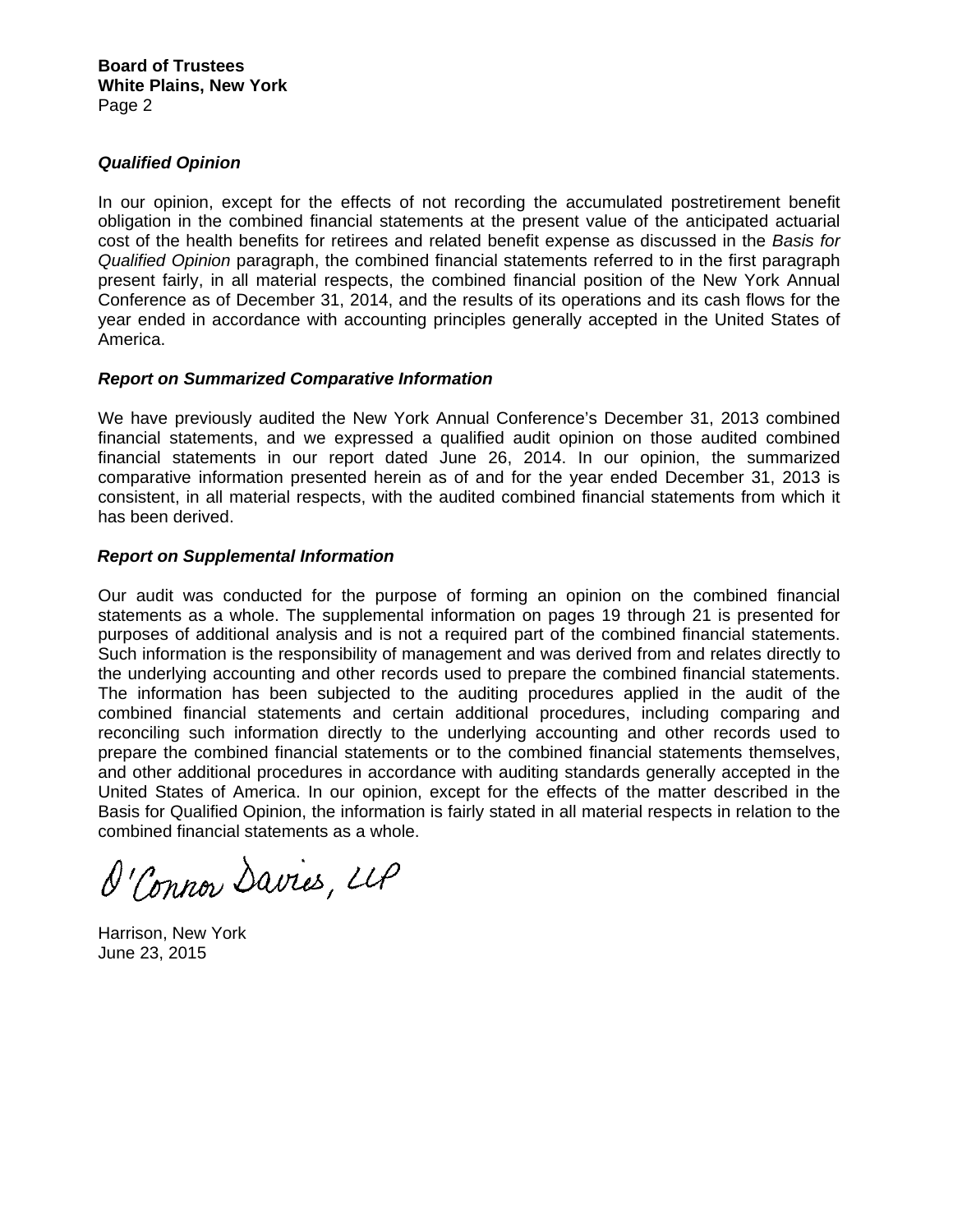**Board of Trustees**
**White Plains, New York**

### *Qualified Opinion*

In our opinion, except for the effects of not recording the accumulated postretirement benefit obligation in the combined financial statements at the present value of the anticipated actuarial cost of the health benefits for retirees and related benefit expense as discussed in the *Basis for Qualified Opinion* paragraph, the combined financial statements referred to in the first paragraph present fairly, in all material respects, the combined financial position of the New York Annual Conference as of December 31, 2014, and the results of its operations and its cash flows for the year ended in accordance with accounting principles generally accepted in the United States of America.

### *Report on Summarized Comparative Information*

We have previously audited the New York Annual Conference's December 31, 2013 combined financial statements, and we expressed a qualified audit opinion on those audited combined financial statements in our report dated June 26, 2014. In our opinion, the summarized comparative information presented herein as of and for the year ended December 31, 2013 is consistent, in all material respects, with the audited combined financial statements from which it has been derived.

### *Report on Supplemental Information*

Our audit was conducted for the purpose of forming an opinion on the combined financial statements as a whole. The supplemental information on pages 19 through 21 is presented for purposes of additional analysis and is not a required part of the combined financial statements. Such information is the responsibility of management and was derived from and relates directly to the underlying accounting and other records used to prepare the combined financial statements. The information has been subjected to the auditing procedures applied in the audit of the combined financial statements and certain additional procedures, including comparing and reconciling such information directly to the underlying accounting and other records used to prepare the combined financial statements or to the combined financial statements themselves, and other additional procedures in accordance with auditing standards generally accepted in the United States of America. In our opinion, except for the effects of the matter described in the Basis for Qualified Opinion, the information is fairly stated in all material respects in relation to the combined financial statements as a whole.

O'Connor Davies, LLP

Harrison, New York
June 23, 2015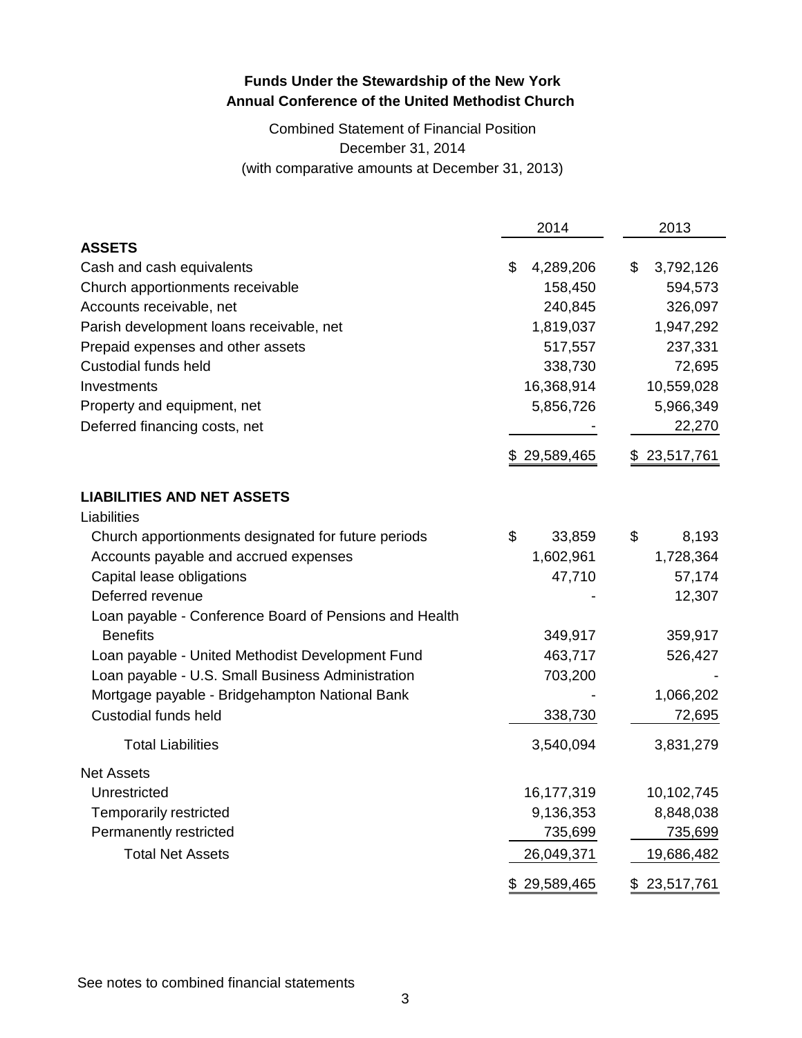**Funds Under the Stewardship of the New York Annual Conference of the United Methodist Church**

Combined Statement of Financial Position
December 31, 2014
(with comparative amounts at December 31, 2013)

| | 2014 | 2013 |
|---|---|---|
| **ASSETS** | | |
| Cash and cash equivalents | $ 4,289,206 | $ 3,792,126 |
| Church apportionments receivable | 158,450 | 594,573 |
| Accounts receivable, net | 240,845 | 326,097 |
| Parish development loans receivable, net | 1,819,037 | 1,947,292 |
| Prepaid expenses and other assets | 517,557 | 237,331 |
| Custodial funds held | 338,730 | 72,695 |
| Investments | 16,368,914 | 10,559,028 |
| Property and equipment, net | 5,856,726 | 5,966,349 |
| Deferred financing costs, net | - | 22,270 |
| | $ 29,589,465 | $ 23,517,761 |
| **LIABILITIES AND NET ASSETS** | | |
| Liabilities | | |
| Church apportionments designated for future periods | $ 33,859 | $ 8,193 |
| Accounts payable and accrued expenses | 1,602,961 | 1,728,364 |
| Capital lease obligations | 47,710 | 57,174 |
| Deferred revenue | - | 12,307 |
| Loan payable - Conference Board of Pensions and Health Benefits | 349,917 | 359,917 |
| Loan payable - United Methodist Development Fund | 463,717 | 526,427 |
| Loan payable - U.S. Small Business Administration | 703,200 | - |
| Mortgage payable - Bridgehampton National Bank | - | 1,066,202 |
| Custodial funds held | 338,730 | 72,695 |
| Total Liabilities | 3,540,094 | 3,831,279 |
| Net Assets | | |
| Unrestricted | 16,177,319 | 10,102,745 |
| Temporarily restricted | 9,136,353 | 8,848,038 |
| Permanently restricted | 735,699 | 735,699 |
| Total Net Assets | 26,049,371 | 19,686,482 |
| | $ 29,589,465 | $ 23,517,761 |

See notes to combined financial statements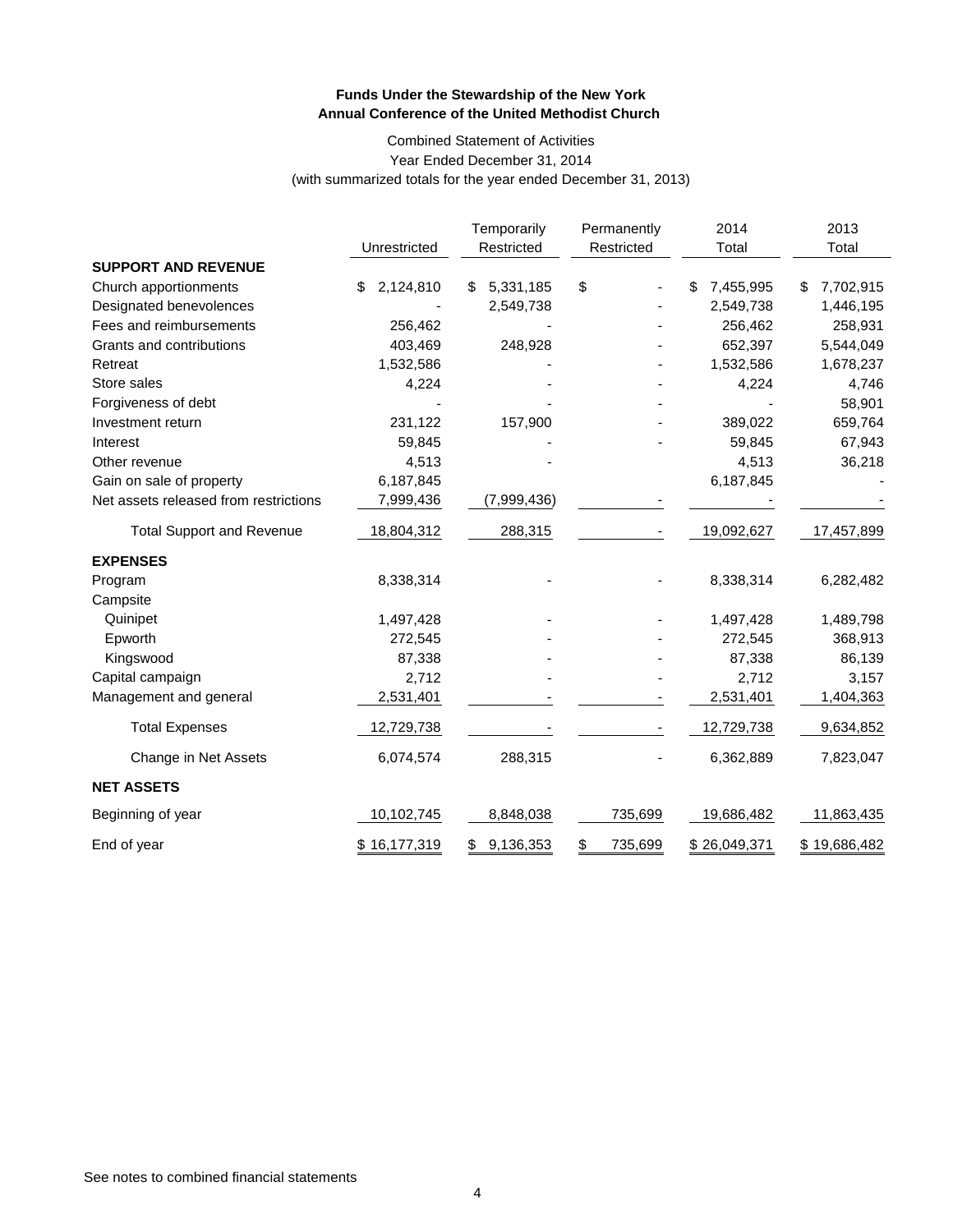**Funds Under the Stewardship of the New York Annual Conference of the United Methodist Church**

Combined Statement of Activities
Year Ended December 31, 2014
(with summarized totals for the year ended December 31, 2013)

| | Unrestricted | Temporarily Restricted | Permanently Restricted | 2014 Total | 2013 Total |
|---|---|---|---|---|---|
| **SUPPORT AND REVENUE** | | | | | |
| Church apportionments | $ 2,124,810 | $ 5,331,185 | $ - | $ 7,455,995 | $ 7,702,915 |
| Designated benevolences | - | 2,549,738 | - | 2,549,738 | 1,446,195 |
| Fees and reimbursements | 256,462 | - | - | 256,462 | 258,931 |
| Grants and contributions | 403,469 | 248,928 | - | 652,397 | 5,544,049 |
| Retreat | 1,532,586 | - | - | 1,532,586 | 1,678,237 |
| Store sales | 4,224 | - | - | 4,224 | 4,746 |
| Forgiveness of debt | - | - | - | - | 58,901 |
| Investment return | 231,122 | 157,900 | - | 389,022 | 659,764 |
| Interest | 59,845 | - | - | 59,845 | 67,943 |
| Other revenue | 4,513 | - | - | 4,513 | 36,218 |
| Gain on sale of property | 6,187,845 | | | 6,187,845 | - |
| Net assets released from restrictions | 7,999,436 | (7,999,436) | - | - | - |
| Total Support and Revenue | 18,804,312 | 288,315 | - | 19,092,627 | 17,457,899 |
| **EXPENSES** | | | | | |
| Program | 8,338,314 | - | - | 8,338,314 | 6,282,482 |
| Campsite | | | | | |
| Quinipet | 1,497,428 | - | - | 1,497,428 | 1,489,798 |
| Epworth | 272,545 | - | - | 272,545 | 368,913 |
| Kingswood | 87,338 | - | - | 87,338 | 86,139 |
| Capital campaign | 2,712 | - | - | 2,712 | 3,157 |
| Management and general | 2,531,401 | - | - | 2,531,401 | 1,404,363 |
| Total Expenses | 12,729,738 | - | - | 12,729,738 | 9,634,852 |
| Change in Net Assets | 6,074,574 | 288,315 | - | 6,362,889 | 7,823,047 |
| **NET ASSETS** | | | | | |
| Beginning of year | 10,102,745 | 8,848,038 | 735,699 | 19,686,482 | 11,863,435 |
| End of year | $ 16,177,319 | $ 9,136,353 | $ 735,699 | $ 26,049,371 | $ 19,686,482 |

See notes to combined financial statements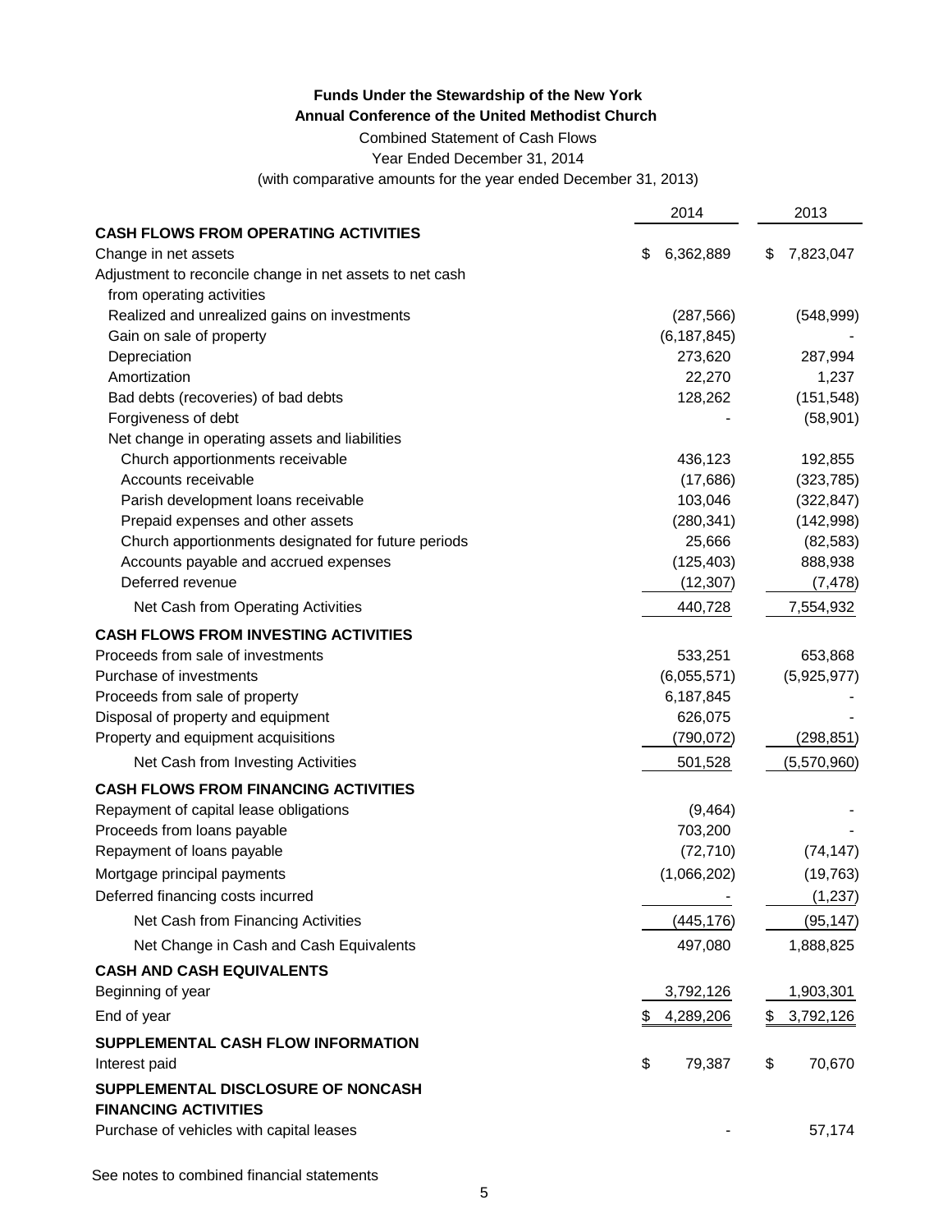**Funds Under the Stewardship of the New York**
**Annual Conference of the United Methodist Church**

Combined Statement of Cash Flows
Year Ended December 31, 2014
(with comparative amounts for the year ended December 31, 2013)

| | 2014 | 2013 |
|---|---|---|
| **CASH FLOWS FROM OPERATING ACTIVITIES** | | |
| Change in net assets | $ 6,362,889 | $ 7,823,047 |
| Adjustment to reconcile change in net assets to net cash from operating activities | | |
| Realized and unrealized gains on investments | (287,566) | (548,999) |
| Gain on sale of property | (6,187,845) | - |
| Depreciation | 273,620 | 287,994 |
| Amortization | 22,270 | 1,237 |
| Bad debts (recoveries) of bad debts | 128,262 | (151,548) |
| Forgiveness of debt | - | (58,901) |
| Net change in operating assets and liabilities | | |
| Church apportionments receivable | 436,123 | 192,855 |
| Accounts receivable | (17,686) | (323,785) |
| Parish development loans receivable | 103,046 | (322,847) |
| Prepaid expenses and other assets | (280,341) | (142,998) |
| Church apportionments designated for future periods | 25,666 | (82,583) |
| Accounts payable and accrued expenses | (125,403) | 888,938 |
| Deferred revenue | (12,307) | (7,478) |
| Net Cash from Operating Activities | 440,728 | 7,554,932 |
| **CASH FLOWS FROM INVESTING ACTIVITIES** | | |
| Proceeds from sale of investments | 533,251 | 653,868 |
| Purchase of investments | (6,055,571) | (5,925,977) |
| Proceeds from sale of property | 6,187,845 | - |
| Disposal of property and equipment | 626,075 | - |
| Property and equipment acquisitions | (790,072) | (298,851) |
| Net Cash from Investing Activities | 501,528 | (5,570,960) |
| **CASH FLOWS FROM FINANCING ACTIVITIES** | | |
| Repayment of capital lease obligations | (9,464) | - |
| Proceeds from loans payable | 703,200 | - |
| Repayment of loans payable | (72,710) | (74,147) |
| Mortgage principal payments | (1,066,202) | (19,763) |
| Deferred financing costs incurred | - | (1,237) |
| Net Cash from Financing Activities | (445,176) | (95,147) |
| Net Change in Cash and Cash Equivalents | 497,080 | 1,888,825 |
| **CASH AND CASH EQUIVALENTS** | | |
| Beginning of year | 3,792,126 | 1,903,301 |
| End of year | $ 4,289,206 | $ 3,792,126 |
| **SUPPLEMENTAL CASH FLOW INFORMATION** | | |
| Interest paid | $ 79,387 | $ 70,670 |
| **SUPPLEMENTAL DISCLOSURE OF NONCASH FINANCING ACTIVITIES** | | |
| Purchase of vehicles with capital leases | - | 57,174 |

See notes to combined financial statements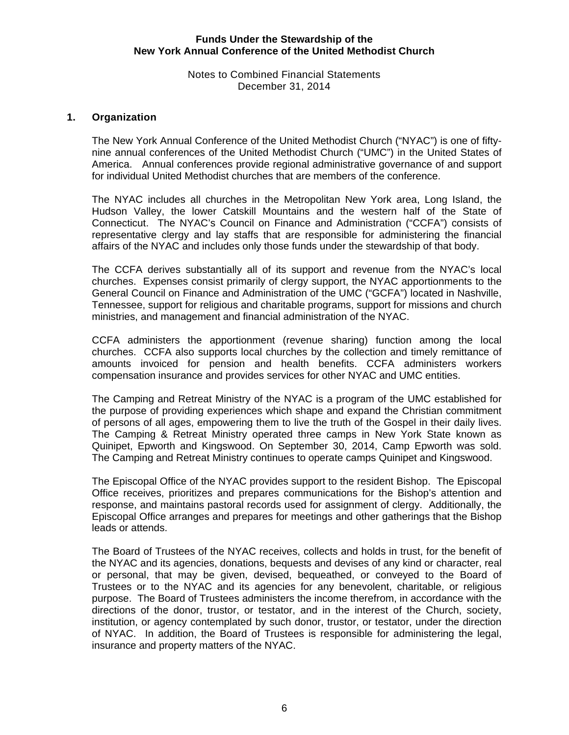# Funds Under the Stewardship of the New York Annual Conference of the United Methodist Church

Notes to Combined Financial Statements
December 31, 2014

## 1. Organization

The New York Annual Conference of the United Methodist Church ("NYAC") is one of fifty-nine annual conferences of the United Methodist Church ("UMC") in the United States of America. Annual conferences provide regional administrative governance of and support for individual United Methodist churches that are members of the conference.

The NYAC includes all churches in the Metropolitan New York area, Long Island, the Hudson Valley, the lower Catskill Mountains and the western half of the State of Connecticut. The NYAC's Council on Finance and Administration ("CCFA") consists of representative clergy and lay staffs that are responsible for administering the financial affairs of the NYAC and includes only those funds under the stewardship of that body.

The CCFA derives substantially all of its support and revenue from the NYAC's local churches. Expenses consist primarily of clergy support, the NYAC apportionments to the General Council on Finance and Administration of the UMC ("GCFA") located in Nashville, Tennessee, support for religious and charitable programs, support for missions and church ministries, and management and financial administration of the NYAC.

CCFA administers the apportionment (revenue sharing) function among the local churches. CCFA also supports local churches by the collection and timely remittance of amounts invoiced for pension and health benefits. CCFA administers workers compensation insurance and provides services for other NYAC and UMC entities.

The Camping and Retreat Ministry of the NYAC is a program of the UMC established for the purpose of providing experiences which shape and expand the Christian commitment of persons of all ages, empowering them to live the truth of the Gospel in their daily lives. The Camping & Retreat Ministry operated three camps in New York State known as Quinipet, Epworth and Kingswood. On September 30, 2014, Camp Epworth was sold. The Camping and Retreat Ministry continues to operate camps Quinipet and Kingswood.

The Episcopal Office of the NYAC provides support to the resident Bishop. The Episcopal Office receives, prioritizes and prepares communications for the Bishop's attention and response, and maintains pastoral records used for assignment of clergy. Additionally, the Episcopal Office arranges and prepares for meetings and other gatherings that the Bishop leads or attends.

The Board of Trustees of the NYAC receives, collects and holds in trust, for the benefit of the NYAC and its agencies, donations, bequests and devises of any kind or character, real or personal, that may be given, devised, bequeathed, or conveyed to the Board of Trustees or to the NYAC and its agencies for any benevolent, charitable, or religious purpose. The Board of Trustees administers the income therefrom, in accordance with the directions of the donor, trustor, or testator, and in the interest of the Church, society, institution, or agency contemplated by such donor, trustor, or testator, under the direction of NYAC. In addition, the Board of Trustees is responsible for administering the legal, insurance and property matters of the NYAC.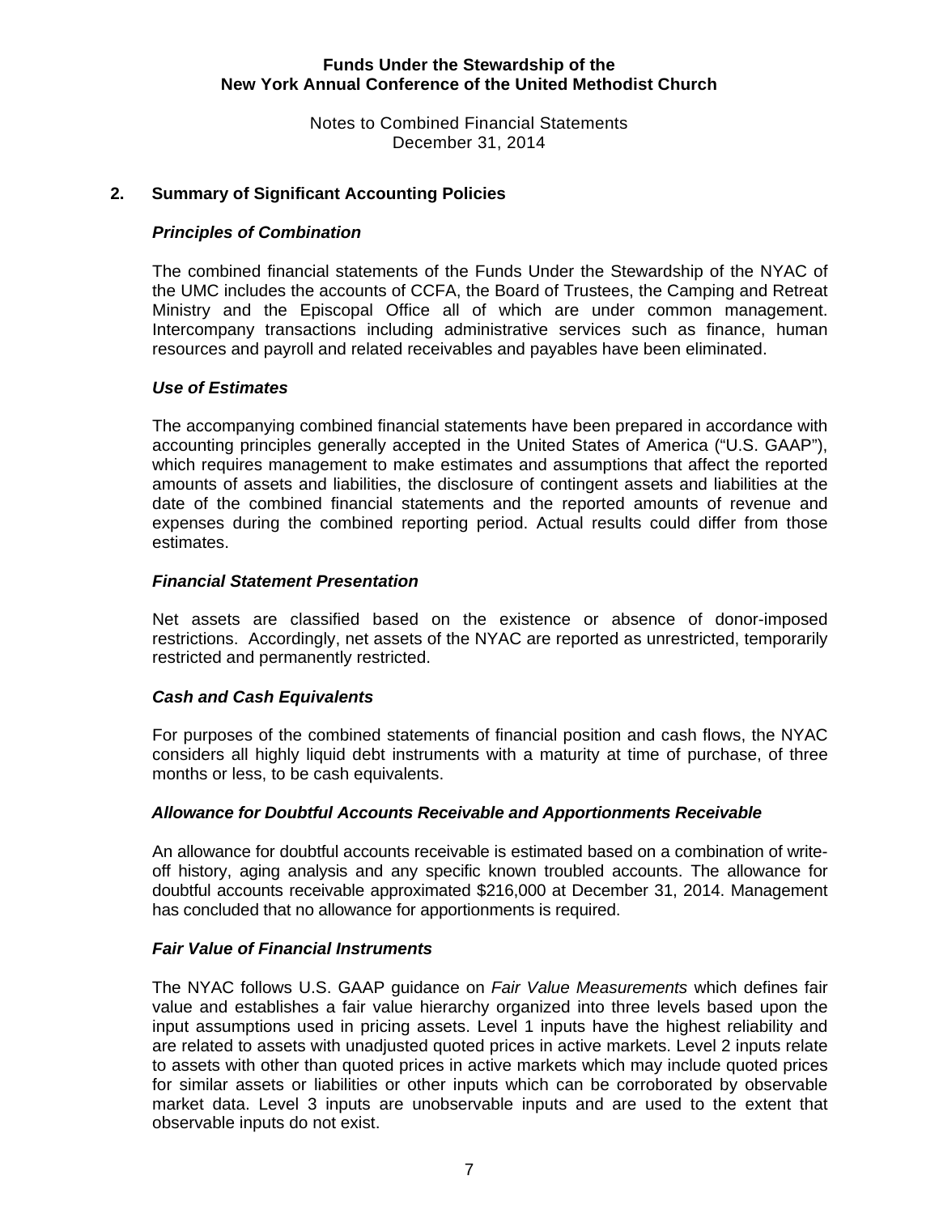## 2. Summary of Significant Accounting Policies

### *Principles of Combination*

The combined financial statements of the Funds Under the Stewardship of the NYAC of the UMC includes the accounts of CCFA, the Board of Trustees, the Camping and Retreat Ministry and the Episcopal Office all of which are under common management. Intercompany transactions including administrative services such as finance, human resources and payroll and related receivables and payables have been eliminated.

### *Use of Estimates*

The accompanying combined financial statements have been prepared in accordance with accounting principles generally accepted in the United States of America ("U.S. GAAP"), which requires management to make estimates and assumptions that affect the reported amounts of assets and liabilities, the disclosure of contingent assets and liabilities at the date of the combined financial statements and the reported amounts of revenue and expenses during the combined reporting period. Actual results could differ from those estimates.

### *Financial Statement Presentation*

Net assets are classified based on the existence or absence of donor-imposed restrictions. Accordingly, net assets of the NYAC are reported as unrestricted, temporarily restricted and permanently restricted.

### *Cash and Cash Equivalents*

For purposes of the combined statements of financial position and cash flows, the NYAC considers all highly liquid debt instruments with a maturity at time of purchase, of three months or less, to be cash equivalents.

### *Allowance for Doubtful Accounts Receivable and Apportionments Receivable*

An allowance for doubtful accounts receivable is estimated based on a combination of write-off history, aging analysis and any specific known troubled accounts. The allowance for doubtful accounts receivable approximated $216,000 at December 31, 2014. Management has concluded that no allowance for apportionments is required.

### *Fair Value of Financial Instruments*

The NYAC follows U.S. GAAP guidance on *Fair Value Measurements* which defines fair value and establishes a fair value hierarchy organized into three levels based upon the input assumptions used in pricing assets. Level 1 inputs have the highest reliability and are related to assets with unadjusted quoted prices in active markets. Level 2 inputs relate to assets with other than quoted prices in active markets which may include quoted prices for similar assets or liabilities or other inputs which can be corroborated by observable market data. Level 3 inputs are unobservable inputs and are used to the extent that observable inputs do not exist.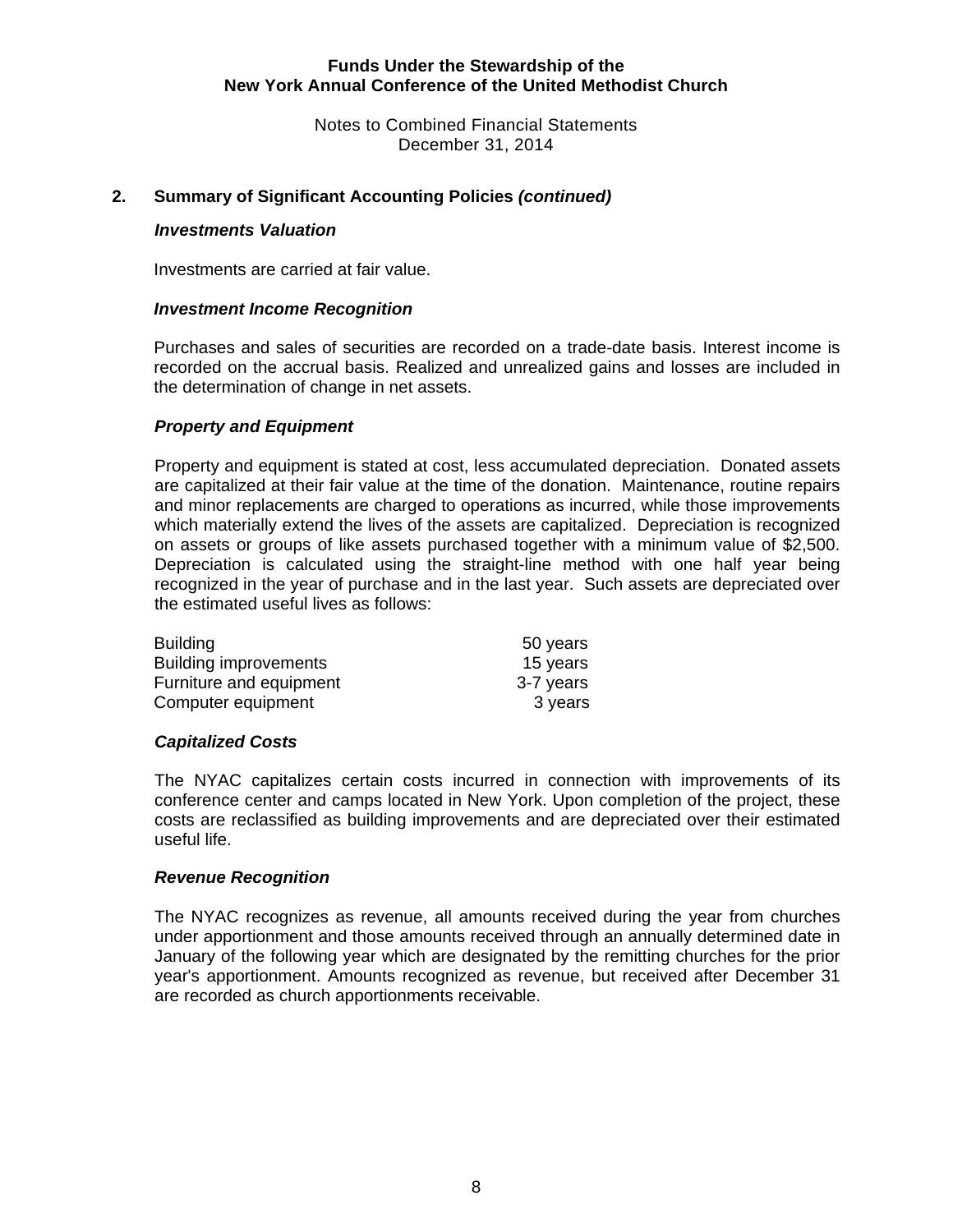## 2. Summary of Significant Accounting Policies *(continued)*

### *Investments Valuation*

Investments are carried at fair value.

### *Investment Income Recognition*

Purchases and sales of securities are recorded on a trade-date basis. Interest income is recorded on the accrual basis. Realized and unrealized gains and losses are included in the determination of change in net assets.

### *Property and Equipment*

Property and equipment is stated at cost, less accumulated depreciation. Donated assets are capitalized at their fair value at the time of the donation. Maintenance, routine repairs and minor replacements are charged to operations as incurred, while those improvements which materially extend the lives of the assets are capitalized. Depreciation is recognized on assets or groups of like assets purchased together with a minimum value of $2,500. Depreciation is calculated using the straight-line method with one half year being recognized in the year of purchase and in the last year. Such assets are depreciated over the estimated useful lives as follows:

| | |
|---|---|
| Building | 50 years |
| Building improvements | 15 years |
| Furniture and equipment | 3-7 years |
| Computer equipment | 3 years |

### *Capitalized Costs*

The NYAC capitalizes certain costs incurred in connection with improvements of its conference center and camps located in New York. Upon completion of the project, these costs are reclassified as building improvements and are depreciated over their estimated useful life.

### *Revenue Recognition*

The NYAC recognizes as revenue, all amounts received during the year from churches under apportionment and those amounts received through an annually determined date in January of the following year which are designated by the remitting churches for the prior year's apportionment. Amounts recognized as revenue, but received after December 31 are recorded as church apportionments receivable.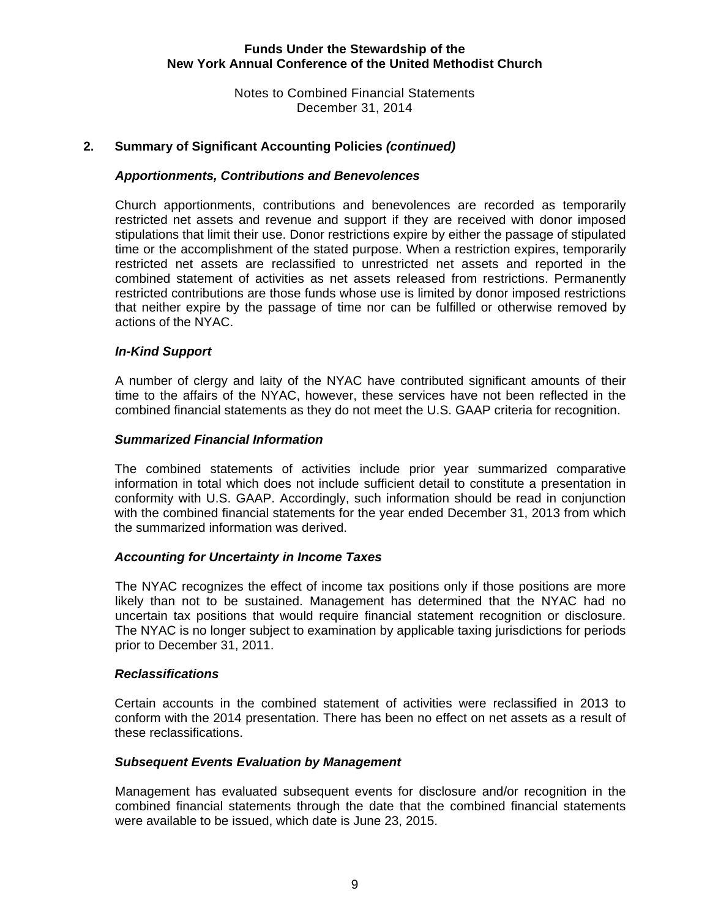## 2. Summary of Significant Accounting Policies *(continued)*

### *Apportionments, Contributions and Benevolences*

Church apportionments, contributions and benevolences are recorded as temporarily restricted net assets and revenue and support if they are received with donor imposed stipulations that limit their use. Donor restrictions expire by either the passage of stipulated time or the accomplishment of the stated purpose. When a restriction expires, temporarily restricted net assets are reclassified to unrestricted net assets and reported in the combined statement of activities as net assets released from restrictions. Permanently restricted contributions are those funds whose use is limited by donor imposed restrictions that neither expire by the passage of time nor can be fulfilled or otherwise removed by actions of the NYAC.

### *In-Kind Support*

A number of clergy and laity of the NYAC have contributed significant amounts of their time to the affairs of the NYAC, however, these services have not been reflected in the combined financial statements as they do not meet the U.S. GAAP criteria for recognition.

### *Summarized Financial Information*

The combined statements of activities include prior year summarized comparative information in total which does not include sufficient detail to constitute a presentation in conformity with U.S. GAAP. Accordingly, such information should be read in conjunction with the combined financial statements for the year ended December 31, 2013 from which the summarized information was derived.

### *Accounting for Uncertainty in Income Taxes*

The NYAC recognizes the effect of income tax positions only if those positions are more likely than not to be sustained. Management has determined that the NYAC had no uncertain tax positions that would require financial statement recognition or disclosure. The NYAC is no longer subject to examination by applicable taxing jurisdictions for periods prior to December 31, 2011.

### *Reclassifications*

Certain accounts in the combined statement of activities were reclassified in 2013 to conform with the 2014 presentation. There has been no effect on net assets as a result of these reclassifications.

### *Subsequent Events Evaluation by Management*

Management has evaluated subsequent events for disclosure and/or recognition in the combined financial statements through the date that the combined financial statements were available to be issued, which date is June 23, 2015.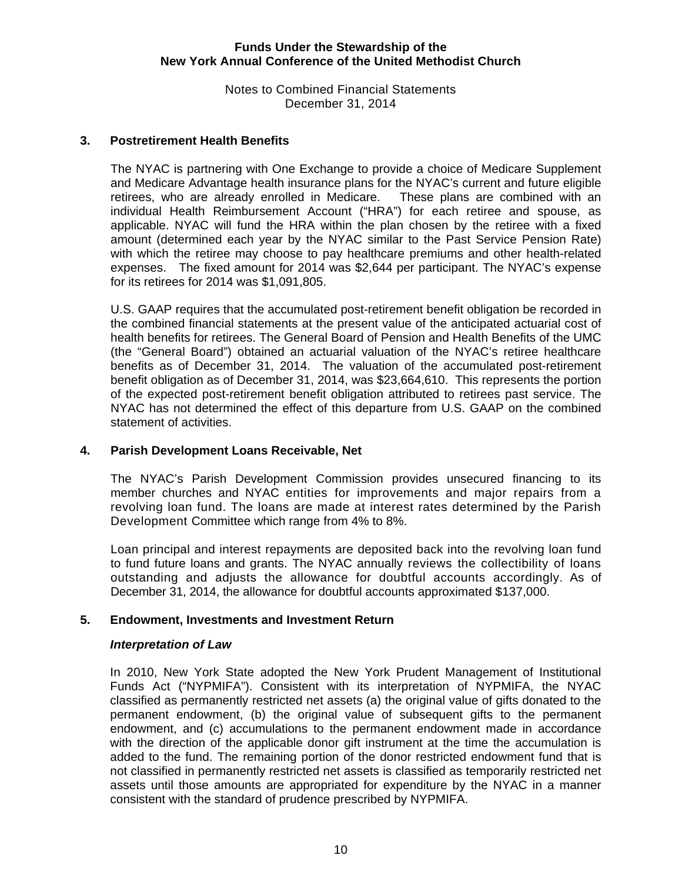## 3. Postretirement Health Benefits

The NYAC is partnering with One Exchange to provide a choice of Medicare Supplement and Medicare Advantage health insurance plans for the NYAC's current and future eligible retirees, who are already enrolled in Medicare. These plans are combined with an individual Health Reimbursement Account ("HRA") for each retiree and spouse, as applicable. NYAC will fund the HRA within the plan chosen by the retiree with a fixed amount (determined each year by the NYAC similar to the Past Service Pension Rate) with which the retiree may choose to pay healthcare premiums and other health-related expenses. The fixed amount for 2014 was \$2,644 per participant. The NYAC's expense for its retirees for 2014 was \$1,091,805.

U.S. GAAP requires that the accumulated post-retirement benefit obligation be recorded in the combined financial statements at the present value of the anticipated actuarial cost of health benefits for retirees. The General Board of Pension and Health Benefits of the UMC (the "General Board") obtained an actuarial valuation of the NYAC's retiree healthcare benefits as of December 31, 2014. The valuation of the accumulated post-retirement benefit obligation as of December 31, 2014, was \$23,664,610. This represents the portion of the expected post-retirement benefit obligation attributed to retirees past service. The NYAC has not determined the effect of this departure from U.S. GAAP on the combined statement of activities.

## 4. Parish Development Loans Receivable, Net

The NYAC's Parish Development Commission provides unsecured financing to its member churches and NYAC entities for improvements and major repairs from a revolving loan fund. The loans are made at interest rates determined by the Parish Development Committee which range from 4% to 8%.

Loan principal and interest repayments are deposited back into the revolving loan fund to fund future loans and grants. The NYAC annually reviews the collectibility of loans outstanding and adjusts the allowance for doubtful accounts accordingly. As of December 31, 2014, the allowance for doubtful accounts approximated \$137,000.

## 5. Endowment, Investments and Investment Return

### *Interpretation of Law*

In 2010, New York State adopted the New York Prudent Management of Institutional Funds Act ("NYPMIFA"). Consistent with its interpretation of NYPMIFA, the NYAC classified as permanently restricted net assets (a) the original value of gifts donated to the permanent endowment, (b) the original value of subsequent gifts to the permanent endowment, and (c) accumulations to the permanent endowment made in accordance with the direction of the applicable donor gift instrument at the time the accumulation is added to the fund. The remaining portion of the donor restricted endowment fund that is not classified in permanently restricted net assets is classified as temporarily restricted net assets until those amounts are appropriated for expenditure by the NYAC in a manner consistent with the standard of prudence prescribed by NYPMIFA.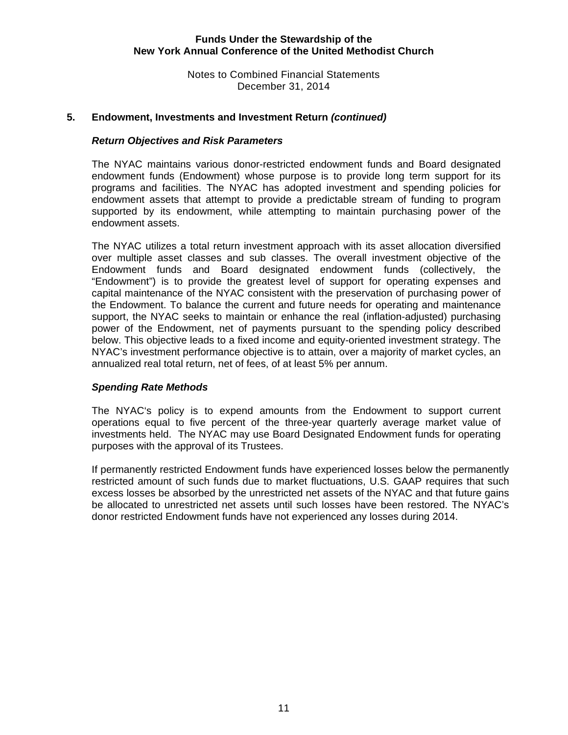## 5. Endowment, Investments and Investment Return *(continued)*

### *Return Objectives and Risk Parameters*

The NYAC maintains various donor-restricted endowment funds and Board designated endowment funds (Endowment) whose purpose is to provide long term support for its programs and facilities. The NYAC has adopted investment and spending policies for endowment assets that attempt to provide a predictable stream of funding to program supported by its endowment, while attempting to maintain purchasing power of the endowment assets.

The NYAC utilizes a total return investment approach with its asset allocation diversified over multiple asset classes and sub classes. The overall investment objective of the Endowment funds and Board designated endowment funds (collectively, the "Endowment") is to provide the greatest level of support for operating expenses and capital maintenance of the NYAC consistent with the preservation of purchasing power of the Endowment. To balance the current and future needs for operating and maintenance support, the NYAC seeks to maintain or enhance the real (inflation-adjusted) purchasing power of the Endowment, net of payments pursuant to the spending policy described below. This objective leads to a fixed income and equity-oriented investment strategy. The NYAC's investment performance objective is to attain, over a majority of market cycles, an annualized real total return, net of fees, of at least 5% per annum.

### *Spending Rate Methods*

The NYAC's policy is to expend amounts from the Endowment to support current operations equal to five percent of the three-year quarterly average market value of investments held. The NYAC may use Board Designated Endowment funds for operating purposes with the approval of its Trustees.

If permanently restricted Endowment funds have experienced losses below the permanently restricted amount of such funds due to market fluctuations, U.S. GAAP requires that such excess losses be absorbed by the unrestricted net assets of the NYAC and that future gains be allocated to unrestricted net assets until such losses have been restored. The NYAC's donor restricted Endowment funds have not experienced any losses during 2014.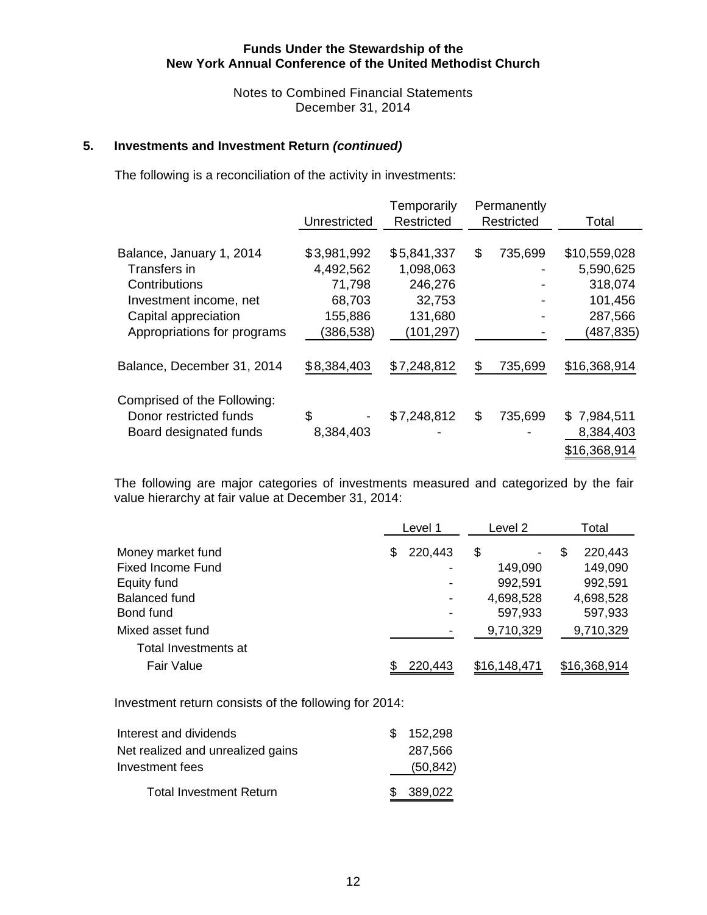**Funds Under the Stewardship of the New York Annual Conference of the United Methodist Church**

Notes to Combined Financial Statements
December 31, 2014

## 5. Investments and Investment Return *(continued)*

The following is a reconciliation of the activity in investments:

| | Unrestricted | Temporarily Restricted | Permanently Restricted | Total |
|---|---|---|---|---|
| Balance, January 1, 2014 | $3,981,992 | $5,841,337 | $ 735,699 | $10,559,028 |
| Transfers in | 4,492,562 | 1,098,063 | - | 5,590,625 |
| Contributions | 71,798 | 246,276 | - | 318,074 |
| Investment income, net | 68,703 | 32,753 | - | 101,456 |
| Capital appreciation | 155,886 | 131,680 | - | 287,566 |
| Appropriations for programs | (386,538) | (101,297) | - | (487,835) |
| Balance, December 31, 2014 | $8,384,403 | $7,248,812 | $ 735,699 | $16,368,914 |
| Comprised of the Following: | | | | |
| Donor restricted funds | $ - | $7,248,812 | $ 735,699 | $ 7,984,511 |
| Board designated funds | 8,384,403 | - | - | 8,384,403 |
| | | | | $16,368,914 |

The following are major categories of investments measured and categorized by the fair value hierarchy at fair value at December 31, 2014:

| | Level 1 | Level 2 | Total |
|---|---|---|---|
| Money market fund | $ 220,443 | $ - | $ 220,443 |
| Fixed Income Fund | - | 149,090 | 149,090 |
| Equity fund | - | 992,591 | 992,591 |
| Balanced fund | - | 4,698,528 | 4,698,528 |
| Bond fund | - | 597,933 | 597,933 |
| Mixed asset fund | - | 9,710,329 | 9,710,329 |
| Total Investments at Fair Value | $ 220,443 | $16,148,471 | $16,368,914 |

Investment return consists of the following for 2014:

| | |
|---|---|
| Interest and dividends | $ 152,298 |
| Net realized and unrealized gains | 287,566 |
| Investment fees | (50,842) |
| Total Investment Return | $ 389,022 |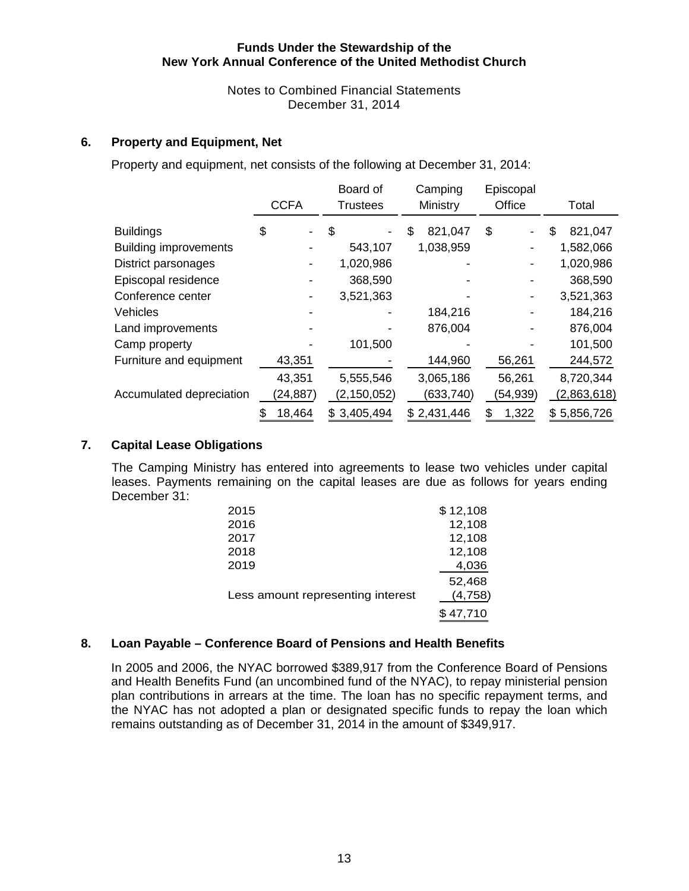**Funds Under the Stewardship of the New York Annual Conference of the United Methodist Church**

Notes to Combined Financial Statements
December 31, 2014

## 6. Property and Equipment, Net

Property and equipment, net consists of the following at December 31, 2014:

| | CCFA | Board of Trustees | Camping Ministry | Episcopal Office | Total |
|---|---|---|---|---|---|
| Buildings | $ - | $ - | $ 821,047 | $ - | $ 821,047 |
| Building improvements | - | 543,107 | 1,038,959 | - | 1,582,066 |
| District parsonages | - | 1,020,986 | - | - | 1,020,986 |
| Episcopal residence | - | 368,590 | - | - | 368,590 |
| Conference center | - | 3,521,363 | - | - | 3,521,363 |
| Vehicles | - | - | 184,216 | - | 184,216 |
| Land improvements | - | - | 876,004 | - | 876,004 |
| Camp property | - | 101,500 | - | - | 101,500 |
| Furniture and equipment | 43,351 | - | 144,960 | 56,261 | 244,572 |
| | 43,351 | 5,555,546 | 3,065,186 | 56,261 | 8,720,344 |
| Accumulated depreciation | (24,887) | (2,150,052) | (633,740) | (54,939) | (2,863,618) |
| | $ 18,464 | $ 3,405,494 | $ 2,431,446 | $ 1,322 | $ 5,856,726 |

## 7. Capital Lease Obligations

The Camping Ministry has entered into agreements to lease two vehicles under capital leases. Payments remaining on the capital leases are due as follows for years ending December 31:

| | |
|---|---|
| 2015 | $ 12,108 |
| 2016 | 12,108 |
| 2017 | 12,108 |
| 2018 | 12,108 |
| 2019 | 4,036 |
| | 52,468 |
| Less amount representing interest | (4,758) |
| | $ 47,710 |

## 8. Loan Payable – Conference Board of Pensions and Health Benefits

In 2005 and 2006, the NYAC borrowed $389,917 from the Conference Board of Pensions and Health Benefits Fund (an uncombined fund of the NYAC), to repay ministerial pension plan contributions in arrears at the time. The loan has no specific repayment terms, and the NYAC has not adopted a plan or designated specific funds to repay the loan which remains outstanding as of December 31, 2014 in the amount of $349,917.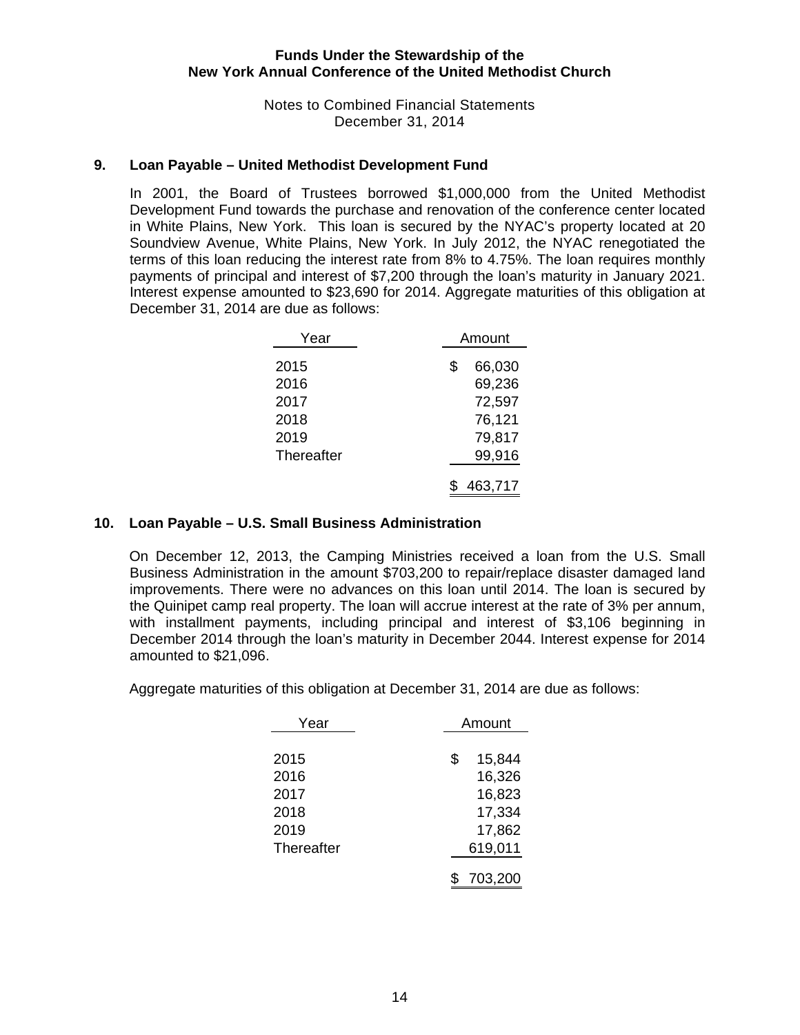**Funds Under the Stewardship of the New York Annual Conference of the United Methodist Church**

Notes to Combined Financial Statements
December 31, 2014

## 9. Loan Payable – United Methodist Development Fund

In 2001, the Board of Trustees borrowed $1,000,000 from the United Methodist Development Fund towards the purchase and renovation of the conference center located in White Plains, New York. This loan is secured by the NYAC's property located at 20 Soundview Avenue, White Plains, New York. In July 2012, the NYAC renegotiated the terms of this loan reducing the interest rate from 8% to 4.75%. The loan requires monthly payments of principal and interest of $7,200 through the loan's maturity in January 2021. Interest expense amounted to $23,690 for 2014. Aggregate maturities of this obligation at December 31, 2014 are due as follows:

| Year | Amount |
|---|---|
| 2015 | $ 66,030 |
| 2016 | 69,236 |
| 2017 | 72,597 |
| 2018 | 76,121 |
| 2019 | 79,817 |
| Thereafter | 99,916 |
| | $ 463,717 |

## 10. Loan Payable – U.S. Small Business Administration

On December 12, 2013, the Camping Ministries received a loan from the U.S. Small Business Administration in the amount $703,200 to repair/replace disaster damaged land improvements. There were no advances on this loan until 2014. The loan is secured by the Quinipet camp real property. The loan will accrue interest at the rate of 3% per annum, with installment payments, including principal and interest of $3,106 beginning in December 2014 through the loan's maturity in December 2044. Interest expense for 2014 amounted to $21,096.

Aggregate maturities of this obligation at December 31, 2014 are due as follows:

| Year | Amount |
|---|---|
| 2015 | $ 15,844 |
| 2016 | 16,326 |
| 2017 | 16,823 |
| 2018 | 17,334 |
| 2019 | 17,862 |
| Thereafter | 619,011 |
| | $ 703,200 |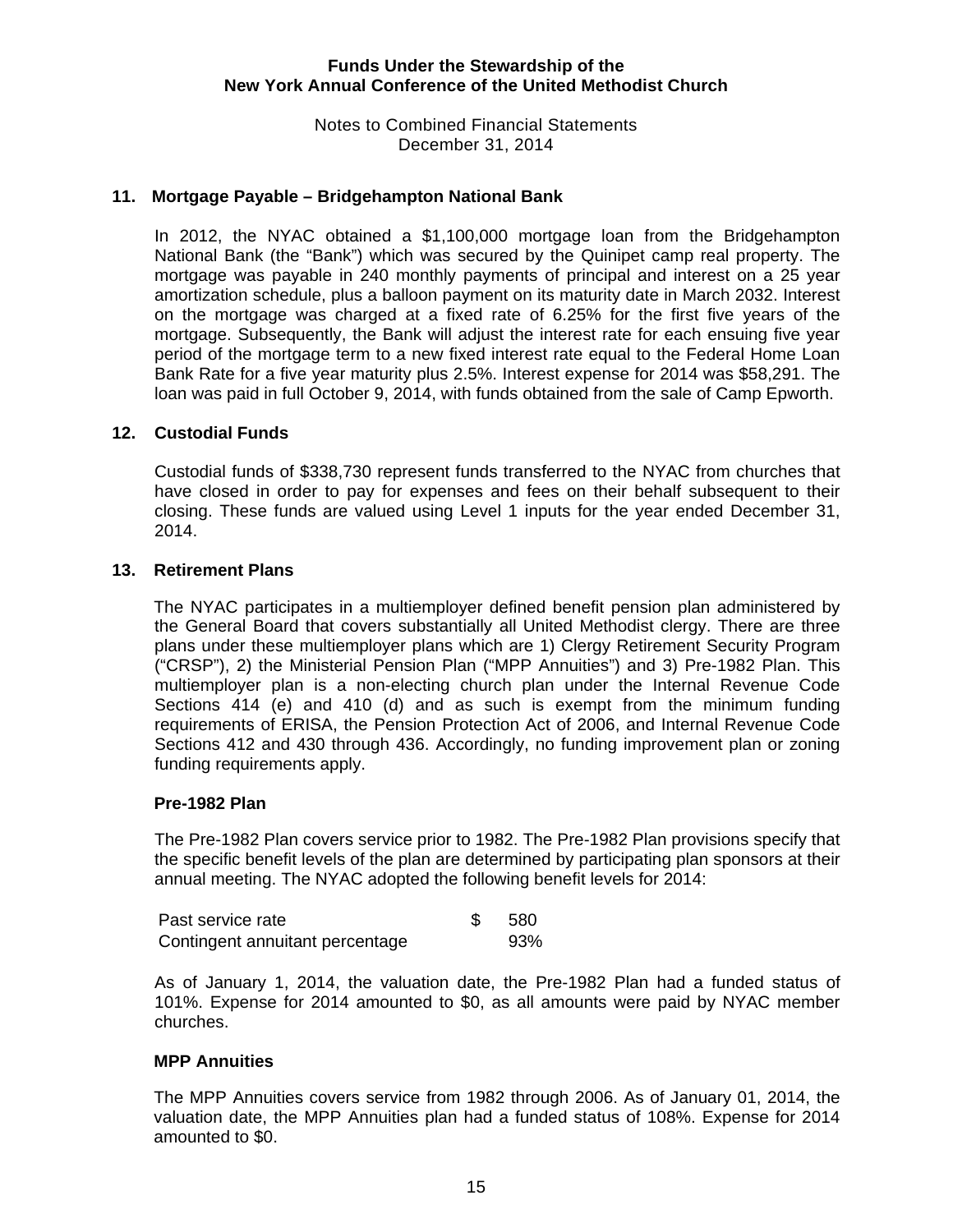## 11. Mortgage Payable – Bridgehampton National Bank

In 2012, the NYAC obtained a $1,100,000 mortgage loan from the Bridgehampton National Bank (the "Bank") which was secured by the Quinipet camp real property. The mortgage was payable in 240 monthly payments of principal and interest on a 25 year amortization schedule, plus a balloon payment on its maturity date in March 2032. Interest on the mortgage was charged at a fixed rate of 6.25% for the first five years of the mortgage. Subsequently, the Bank will adjust the interest rate for each ensuing five year period of the mortgage term to a new fixed interest rate equal to the Federal Home Loan Bank Rate for a five year maturity plus 2.5%. Interest expense for 2014 was $58,291. The loan was paid in full October 9, 2014, with funds obtained from the sale of Camp Epworth.

## 12. Custodial Funds

Custodial funds of $338,730 represent funds transferred to the NYAC from churches that have closed in order to pay for expenses and fees on their behalf subsequent to their closing. These funds are valued using Level 1 inputs for the year ended December 31, 2014.

## 13. Retirement Plans

The NYAC participates in a multiemployer defined benefit pension plan administered by the General Board that covers substantially all United Methodist clergy. There are three plans under these multiemployer plans which are 1) Clergy Retirement Security Program ("CRSP"), 2) the Ministerial Pension Plan ("MPP Annuities") and 3) Pre-1982 Plan. This multiemployer plan is a non-electing church plan under the Internal Revenue Code Sections 414 (e) and 410 (d) and as such is exempt from the minimum funding requirements of ERISA, the Pension Protection Act of 2006, and Internal Revenue Code Sections 412 and 430 through 436. Accordingly, no funding improvement plan or zoning funding requirements apply.

### Pre-1982 Plan

The Pre-1982 Plan covers service prior to 1982. The Pre-1982 Plan provisions specify that the specific benefit levels of the plan are determined by participating plan sponsors at their annual meeting. The NYAC adopted the following benefit levels for 2014:

| | |
|---|---|
| Past service rate | $ 580 |
| Contingent annuitant percentage | 93% |

As of January 1, 2014, the valuation date, the Pre-1982 Plan had a funded status of 101%. Expense for 2014 amounted to $0, as all amounts were paid by NYAC member churches.

### MPP Annuities

The MPP Annuities covers service from 1982 through 2006. As of January 01, 2014, the valuation date, the MPP Annuities plan had a funded status of 108%. Expense for 2014 amounted to $0.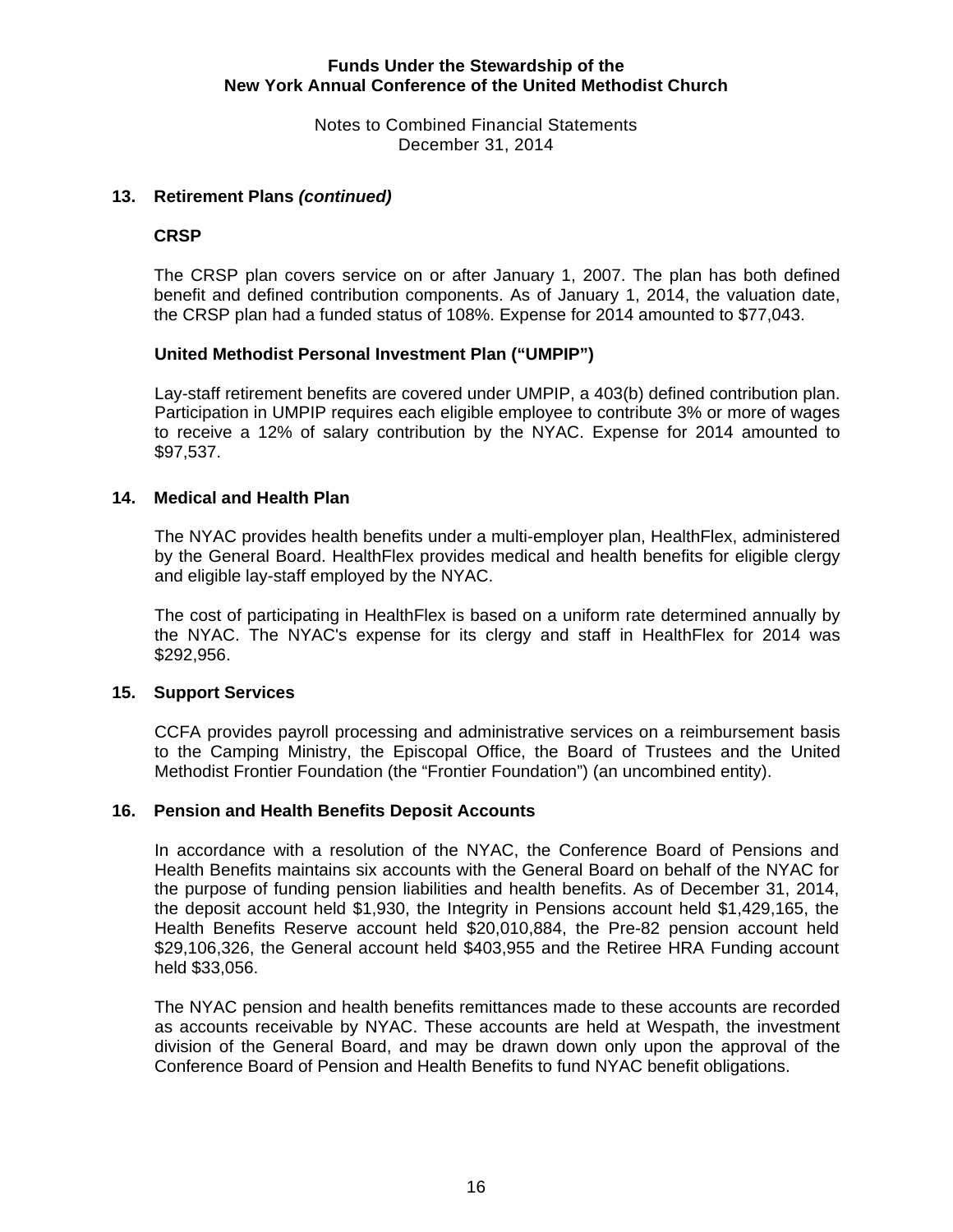## 13. Retirement Plans *(continued)*

### CRSP

The CRSP plan covers service on or after January 1, 2007. The plan has both defined benefit and defined contribution components. As of January 1, 2014, the valuation date, the CRSP plan had a funded status of 108%. Expense for 2014 amounted to $77,043.

### United Methodist Personal Investment Plan ("UMPIP")

Lay-staff retirement benefits are covered under UMPIP, a 403(b) defined contribution plan. Participation in UMPIP requires each eligible employee to contribute 3% or more of wages to receive a 12% of salary contribution by the NYAC. Expense for 2014 amounted to $97,537.

## 14. Medical and Health Plan

The NYAC provides health benefits under a multi-employer plan, HealthFlex, administered by the General Board. HealthFlex provides medical and health benefits for eligible clergy and eligible lay-staff employed by the NYAC.

The cost of participating in HealthFlex is based on a uniform rate determined annually by the NYAC. The NYAC's expense for its clergy and staff in HealthFlex for 2014 was $292,956.

## 15. Support Services

CCFA provides payroll processing and administrative services on a reimbursement basis to the Camping Ministry, the Episcopal Office, the Board of Trustees and the United Methodist Frontier Foundation (the "Frontier Foundation") (an uncombined entity).

## 16. Pension and Health Benefits Deposit Accounts

In accordance with a resolution of the NYAC, the Conference Board of Pensions and Health Benefits maintains six accounts with the General Board on behalf of the NYAC for the purpose of funding pension liabilities and health benefits. As of December 31, 2014, the deposit account held $1,930, the Integrity in Pensions account held $1,429,165, the Health Benefits Reserve account held $20,010,884, the Pre-82 pension account held $29,106,326, the General account held $403,955 and the Retiree HRA Funding account held $33,056.

The NYAC pension and health benefits remittances made to these accounts are recorded as accounts receivable by NYAC. These accounts are held at Wespath, the investment division of the General Board, and may be drawn down only upon the approval of the Conference Board of Pension and Health Benefits to fund NYAC benefit obligations.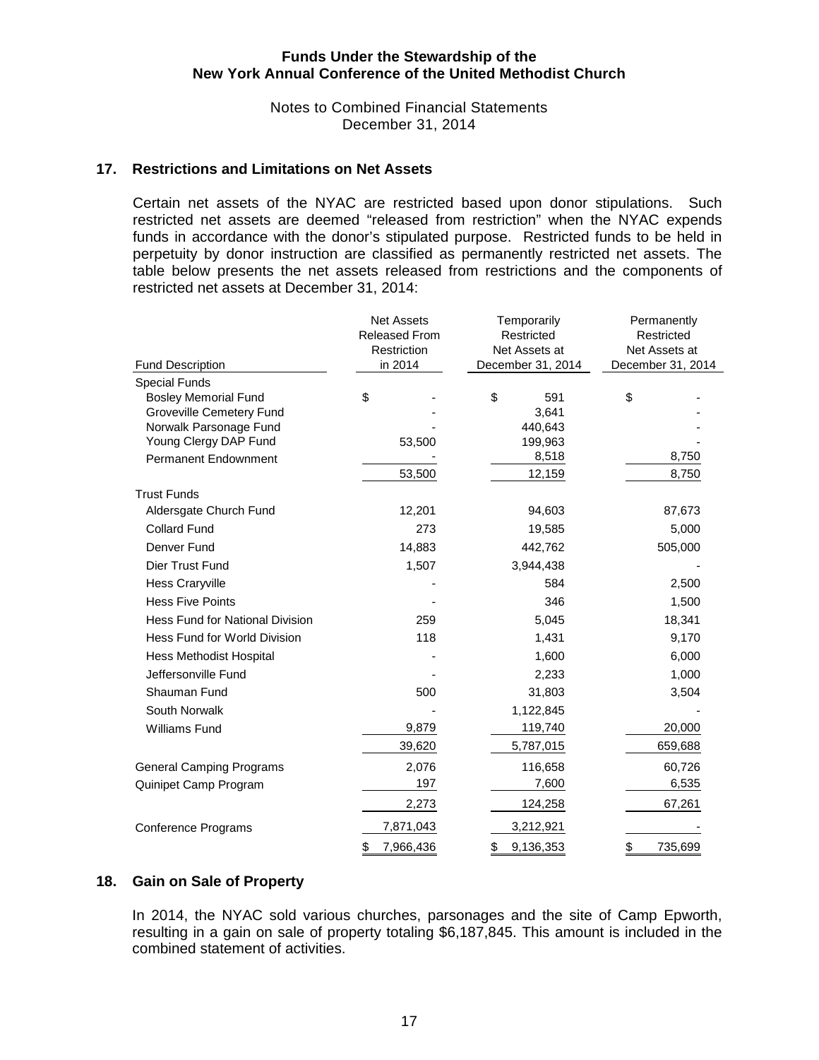## 17. Restrictions and Limitations on Net Assets

Certain net assets of the NYAC are restricted based upon donor stipulations. Such restricted net assets are deemed "released from restriction" when the NYAC expends funds in accordance with the donor's stipulated purpose. Restricted funds to be held in perpetuity by donor instruction are classified as permanently restricted net assets. The table below presents the net assets released from restrictions and the components of restricted net assets at December 31, 2014:

| Fund Description | Net Assets Released From Restriction in 2014 | Temporarily Restricted Net Assets at December 31, 2014 | Permanently Restricted Net Assets at December 31, 2014 |
|---|---|---|---|
| Special Funds | | | |
| Bosley Memorial Fund | $ - | $ 591 | $ - |
| Groveville Cemetery Fund | - | 3,641 | - |
| Norwalk Parsonage Fund | - | 440,643 | - |
| Young Clergy DAP Fund | 53,500 | 199,963 | - |
| Permanent Endownment | - | 8,518 | 8,750 |
| | 53,500 | 12,159 | 8,750 |
| Trust Funds | | | |
| Aldersgate Church Fund | 12,201 | 94,603 | 87,673 |
| Collard Fund | 273 | 19,585 | 5,000 |
| Denver Fund | 14,883 | 442,762 | 505,000 |
| Dier Trust Fund | 1,507 | 3,944,438 | - |
| Hess Craryville | - | 584 | 2,500 |
| Hess Five Points | - | 346 | 1,500 |
| Hess Fund for National Division | 259 | 5,045 | 18,341 |
| Hess Fund for World Division | 118 | 1,431 | 9,170 |
| Hess Methodist Hospital | - | 1,600 | 6,000 |
| Jeffersonville Fund | - | 2,233 | 1,000 |
| Shauman Fund | 500 | 31,803 | 3,504 |
| South Norwalk | - | 1,122,845 | - |
| Williams Fund | 9,879 | 119,740 | 20,000 |
| | 39,620 | 5,787,015 | 659,688 |
| General Camping Programs | 2,076 | 116,658 | 60,726 |
| Quinipet Camp Program | 197 | 7,600 | 6,535 |
| | 2,273 | 124,258 | 67,261 |
| Conference Programs | 7,871,043 | 3,212,921 | - |
| | $ 7,966,436 | $ 9,136,353 | $ 735,699 |

## 18. Gain on Sale of Property

In 2014, the NYAC sold various churches, parsonages and the site of Camp Epworth, resulting in a gain on sale of property totaling $6,187,845. This amount is included in the combined statement of activities.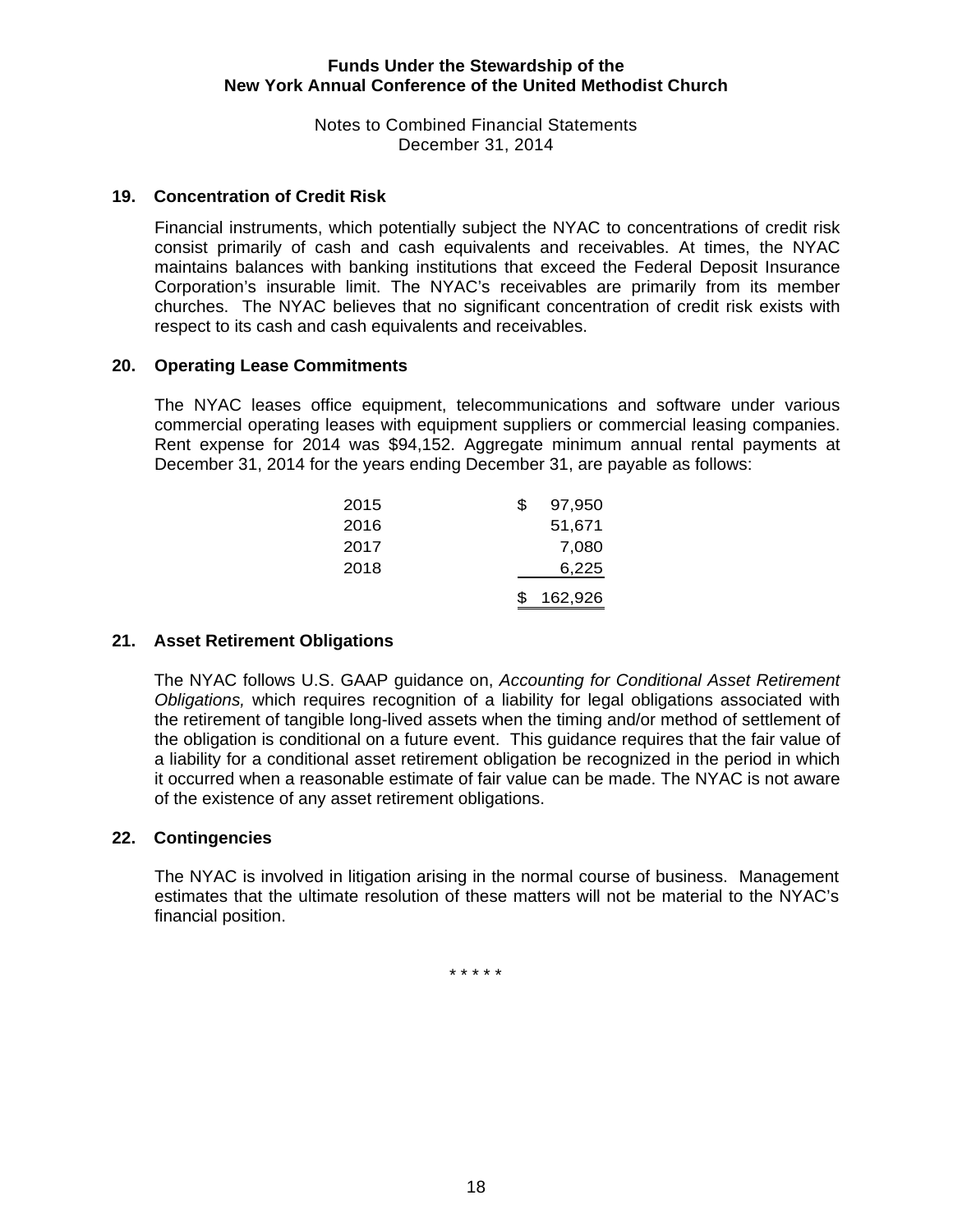## 19. Concentration of Credit Risk

Financial instruments, which potentially subject the NYAC to concentrations of credit risk consist primarily of cash and cash equivalents and receivables. At times, the NYAC maintains balances with banking institutions that exceed the Federal Deposit Insurance Corporation's insurable limit. The NYAC's receivables are primarily from its member churches. The NYAC believes that no significant concentration of credit risk exists with respect to its cash and cash equivalents and receivables.

## 20. Operating Lease Commitments

The NYAC leases office equipment, telecommunications and software under various commercial operating leases with equipment suppliers or commercial leasing companies. Rent expense for 2014 was $94,152. Aggregate minimum annual rental payments at December 31, 2014 for the years ending December 31, are payable as follows:

| | |
|---|---|
| 2015 | $ 97,950 |
| 2016 | 51,671 |
| 2017 | 7,080 |
| 2018 | 6,225 |
| | $ 162,926 |

## 21. Asset Retirement Obligations

The NYAC follows U.S. GAAP guidance on, *Accounting for Conditional Asset Retirement Obligations,* which requires recognition of a liability for legal obligations associated with the retirement of tangible long-lived assets when the timing and/or method of settlement of the obligation is conditional on a future event. This guidance requires that the fair value of a liability for a conditional asset retirement obligation be recognized in the period in which it occurred when a reasonable estimate of fair value can be made. The NYAC is not aware of the existence of any asset retirement obligations.

## 22. Contingencies

The NYAC is involved in litigation arising in the normal course of business. Management estimates that the ultimate resolution of these matters will not be material to the NYAC's financial position.

\* \* \* \* \*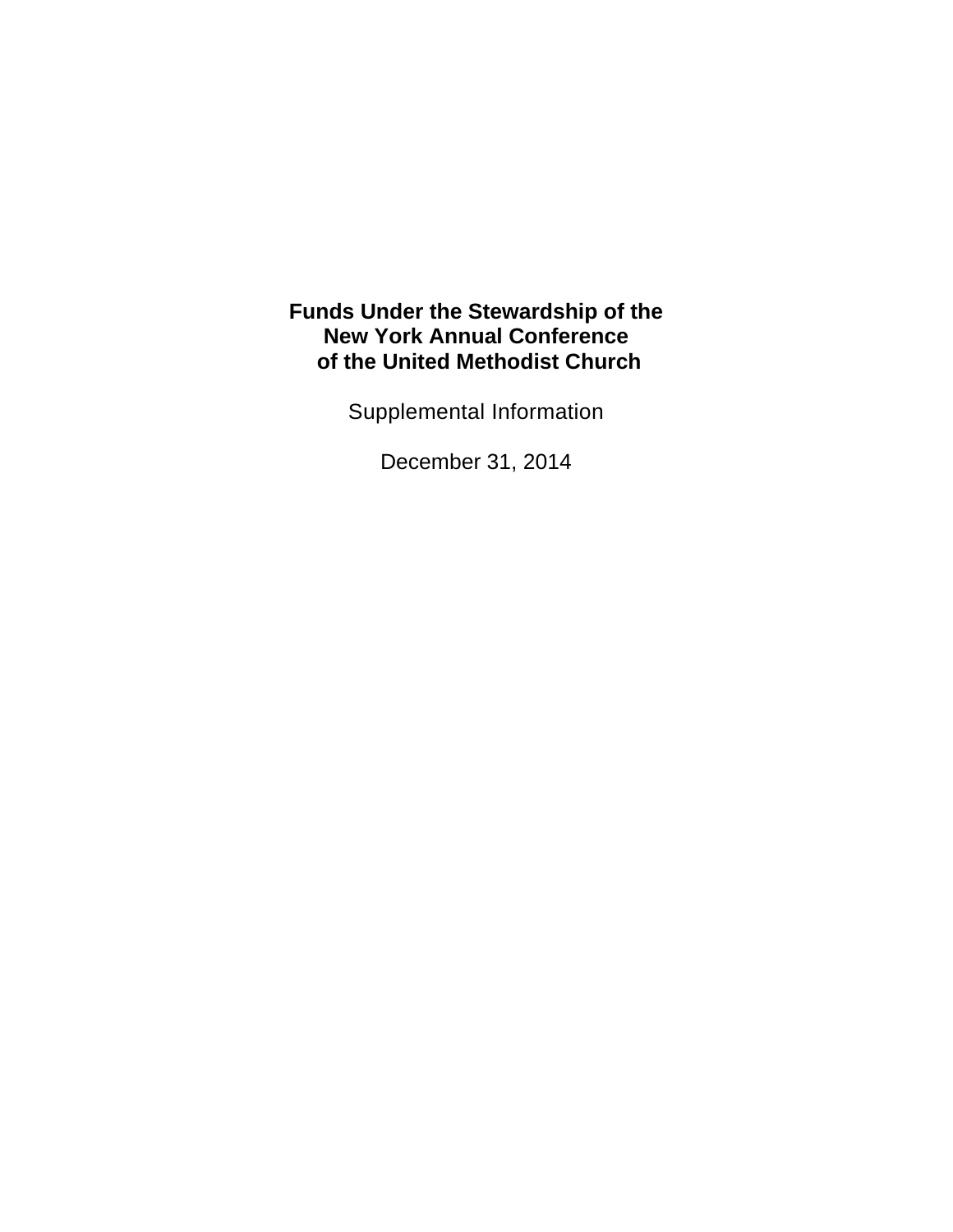# Funds Under the Stewardship of the New York Annual Conference of the United Methodist Church

Supplemental Information

December 31, 2014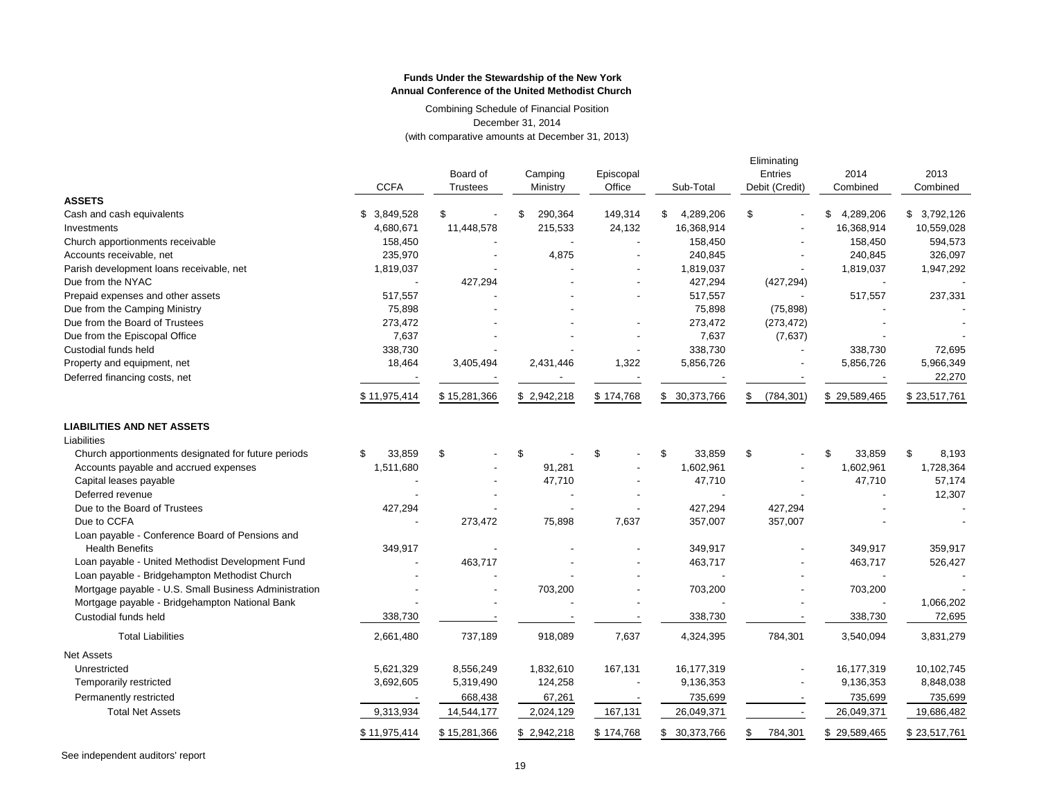**Funds Under the Stewardship of the New York Annual Conference of the United Methodist Church**

Combining Schedule of Financial Position
December 31, 2014
(with comparative amounts at December 31, 2013)

| | CCFA | Board of Trustees | Camping Ministry | Episcopal Office | Sub-Total | Eliminating Entries Debit (Credit) | 2014 Combined | 2013 Combined |
|---|---|---|---|---|---|---|---|---|
| **ASSETS** | | | | | | | | |
| Cash and cash equivalents | $ 3,849,528 | $ - | $ 290,364 | 149,314 | $ 4,289,206 | $ - | $ 4,289,206 | $ 3,792,126 |
| Investments | 4,680,671 | 11,448,578 | 215,533 | 24,132 | 16,368,914 | - | 16,368,914 | 10,559,028 |
| Church apportionments receivable | 158,450 | - | - | - | 158,450 | - | 158,450 | 594,573 |
| Accounts receivable, net | 235,970 | - | 4,875 | - | 240,845 | - | 240,845 | 326,097 |
| Parish development loans receivable, net | 1,819,037 | - | - | - | 1,819,037 | - | 1,819,037 | 1,947,292 |
| Due from the NYAC | - | 427,294 | - | - | 427,294 | (427,294) | - | - |
| Prepaid expenses and other assets | 517,557 | - | - | - | 517,557 | - | 517,557 | 237,331 |
| Due from the Camping Ministry | 75,898 | - | - | - | 75,898 | (75,898) | - | - |
| Due from the Board of Trustees | 273,472 | - | - | - | 273,472 | (273,472) | - | - |
| Due from the Episcopal Office | 7,637 | - | - | - | 7,637 | (7,637) | - | - |
| Custodial funds held | 338,730 | - | - | - | 338,730 | - | 338,730 | 72,695 |
| Property and equipment, net | 18,464 | 3,405,494 | 2,431,446 | 1,322 | 5,856,726 | - | 5,856,726 | 5,966,349 |
| Deferred financing costs, net | - | - | - | - | - | - | - | 22,270 |
| | $ 11,975,414 | $ 15,281,366 | $ 2,942,218 | $ 174,768 | $ 30,373,766 | $ (784,301) | $ 29,589,465 | $ 23,517,761 |
| **LIABILITIES AND NET ASSETS** | | | | | | | | |
| Liabilities | | | | | | | | |
| Church apportionments designated for future periods | $ 33,859 | $ - | $ - | $ - | $ 33,859 | $ - | $ 33,859 | $ 8,193 |
| Accounts payable and accrued expenses | 1,511,680 | - | 91,281 | - | 1,602,961 | - | 1,602,961 | 1,728,364 |
| Capital leases payable | - | - | 47,710 | - | 47,710 | - | 47,710 | 57,174 |
| Deferred revenue | - | - | - | - | - | - | - | 12,307 |
| Due to the Board of Trustees | 427,294 | - | - | - | 427,294 | 427,294 | - | - |
| Due to CCFA | - | 273,472 | 75,898 | 7,637 | 357,007 | 357,007 | - | - |
| Loan payable - Conference Board of Pensions and Health Benefits | 349,917 | - | - | - | 349,917 | - | 349,917 | 359,917 |
| Loan payable - United Methodist Development Fund | - | 463,717 | - | - | 463,717 | - | 463,717 | 526,427 |
| Loan payable - Bridgehampton Methodist Church | - | - | - | - | - | - | - | - |
| Mortgage payable - U.S. Small Business Administration | - | - | 703,200 | - | 703,200 | - | 703,200 | - |
| Mortgage payable - Bridgehampton National Bank | - | - | - | - | - | - | - | 1,066,202 |
| Custodial funds held | 338,730 | - | - | - | 338,730 | - | 338,730 | 72,695 |
| Total Liabilities | 2,661,480 | 737,189 | 918,089 | 7,637 | 4,324,395 | 784,301 | 3,540,094 | 3,831,279 |
| Net Assets | | | | | | | | |
| Unrestricted | 5,621,329 | 8,556,249 | 1,832,610 | 167,131 | 16,177,319 | - | 16,177,319 | 10,102,745 |
| Temporarily restricted | 3,692,605 | 5,319,490 | 124,258 | - | 9,136,353 | - | 9,136,353 | 8,848,038 |
| Permanently restricted | - | 668,438 | 67,261 | - | 735,699 | - | 735,699 | 735,699 |
| Total Net Assets | 9,313,934 | 14,544,177 | 2,024,129 | 167,131 | 26,049,371 | - | 26,049,371 | 19,686,482 |
| | $ 11,975,414 | $ 15,281,366 | $ 2,942,218 | $ 174,768 | $ 30,373,766 | $ 784,301 | $ 29,589,465 | $ 23,517,761 |

See independent auditors' report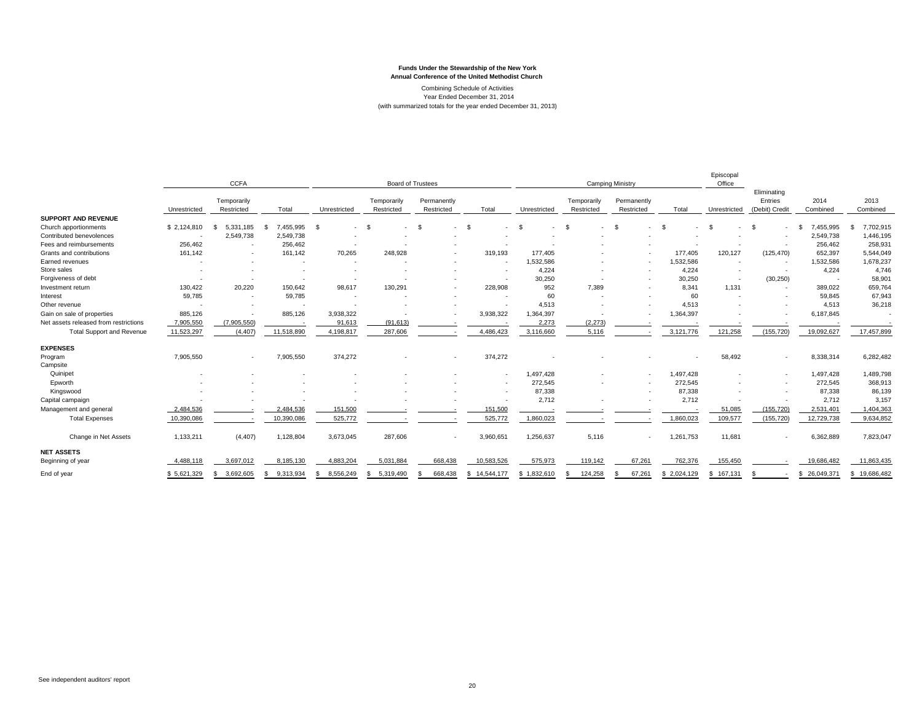**Funds Under the Stewardship of the New York Annual Conference of the United Methodist Church**

Combining Schedule of Activities
Year Ended December 31, 2014
(with summarized totals for the year ended December 31, 2013)

| | CCFA | | | Board of Trustees | | | | Camping Ministry | | | | Episcopal Office | | | |
|---|---|---|---|---|---|---|---|---|---|---|---|---|---|---|---|
| | Unrestricted | Temporarily Restricted | Total | Unrestricted | Temporarily Restricted | Permanently Restricted | Total | Unrestricted | Temporarily Restricted | Permanently Restricted | Total | Unrestricted | Eliminating Entries (Debit) Credit | 2014 Combined | 2013 Combined |
| **SUPPORT AND REVENUE** | | | | | | | | | | | | | | | |
| Church apportionments | $ 2,124,810 | $ 5,331,185 | $ 7,455,995 | $ - | $ - | $ - | $ - | $ - | $ - | $ - | $ - | $ - | $ - | $ 7,455,995 | $ 7,702,915 |
| Contributed benevolences | - | 2,549,738 | 2,549,738 | - | - | - | - | - | - | - | - | - | - | 2,549,738 | 1,446,195 |
| Fees and reimbursements | 256,462 | - | 256,462 | - | - | - | - | - | - | - | - | - | - | 256,462 | 258,931 |
| Grants and contributions | 161,142 | - | 161,142 | 70,265 | 248,928 | - | 319,193 | 177,405 | - | - | 177,405 | 120,127 | (125,470) | 652,397 | 5,544,049 |
| Earned revenues | - | - | - | - | - | - | - | 1,532,586 | - | - | 1,532,586 | - | - | 1,532,586 | 1,678,237 |
| Store sales | - | - | - | - | - | - | - | 4,224 | - | - | 4,224 | - | - | 4,224 | 4,746 |
| Forgiveness of debt | - | - | - | - | - | - | - | 30,250 | - | - | 30,250 | - | (30,250) | - | 58,901 |
| Investment return | 130,422 | 20,220 | 150,642 | 98,617 | 130,291 | - | 228,908 | 952 | 7,389 | - | 8,341 | 1,131 | - | 389,022 | 659,764 |
| Interest | 59,785 | - | 59,785 | - | - | - | - | 60 | - | - | 60 | - | - | 59,845 | 67,943 |
| Other revenue | - | - | - | - | - | - | - | 4,513 | - | - | 4,513 | - | - | 4,513 | 36,218 |
| Gain on sale of properties | 885,126 | - | 885,126 | 3,938,322 | - | - | 3,938,322 | 1,364,397 | - | - | 1,364,397 | - | - | 6,187,845 | - |
| Net assets released from restrictions | 7,905,550 | (7,905,550) | - | 91,613 | (91,613) | - | - | 2,273 | (2,273) | - | - | - | - | - | - |
| Total Support and Revenue | 11,523,297 | (4,407) | 11,518,890 | 4,198,817 | 287,606 | - | 4,486,423 | 3,116,660 | 5,116 | - | 3,121,776 | 121,258 | (155,720) | 19,092,627 | 17,457,899 |
| **EXPENSES** | | | | | | | | | | | | | | | |
| Program | 7,905,550 | - | 7,905,550 | 374,272 | - | - | 374,272 | - | - | - | - | 58,492 | - | 8,338,314 | 6,282,482 |
| Campsite | | | | | | | | | | | | | | | |
| Quinipet | - | - | - | - | - | - | - | 1,497,428 | - | - | 1,497,428 | - | - | 1,497,428 | 1,489,798 |
| Epworth | - | - | - | - | - | - | - | 272,545 | - | - | 272,545 | - | - | 272,545 | 368,913 |
| Kingswood | - | - | - | - | - | - | - | 87,338 | - | - | 87,338 | - | - | 87,338 | 86,139 |
| Capital campaign | - | - | - | - | - | - | - | 2,712 | - | - | 2,712 | - | - | 2,712 | 3,157 |
| Management and general | 2,484,536 | - | 2,484,536 | 151,500 | - | - | 151,500 | - | - | - | - | 51,085 | (155,720) | 2,531,401 | 1,404,363 |
| Total Expenses | 10,390,086 | - | 10,390,086 | 525,772 | - | - | 525,772 | 1,860,023 | - | - | 1,860,023 | 109,577 | (155,720) | 12,729,738 | 9,634,852 |
| Change in Net Assets | 1,133,211 | (4,407) | 1,128,804 | 3,673,045 | 287,606 | - | 3,960,651 | 1,256,637 | 5,116 | - | 1,261,753 | 11,681 | - | 6,362,889 | 7,823,047 |
| **NET ASSETS** | | | | | | | | | | | | | | | |
| Beginning of year | 4,488,118 | 3,697,012 | 8,185,130 | 4,883,204 | 5,031,884 | 668,438 | 10,583,526 | 575,973 | 119,142 | 67,261 | 762,376 | 155,450 | - | 19,686,482 | 11,863,435 |
| End of year | $ 5,621,329 | $ 3,692,605 | $ 9,313,934 | $ 8,556,249 | $ 5,319,490 | $ 668,438 | $ 14,544,177 | $ 1,832,610 | $ 124,258 | $ 67,261 | $ 2,024,129 | $ 167,131 | $ - | $ 26,049,371 | $ 19,686,482 |

See independent auditors' report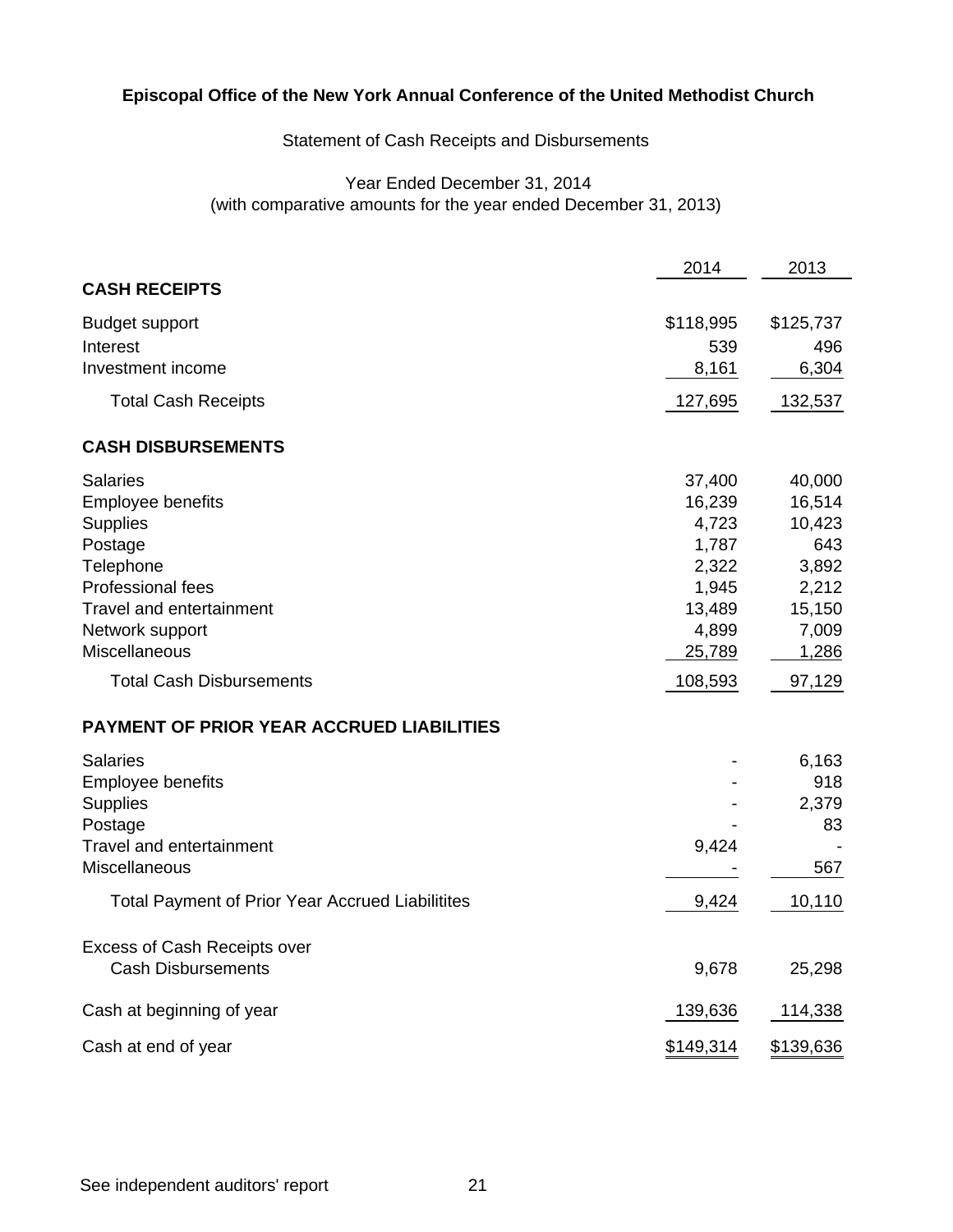**Episcopal Office of the New York Annual Conference of the United Methodist Church**

Statement of Cash Receipts and Disbursements

Year Ended December 31, 2014
(with comparative amounts for the year ended December 31, 2013)

| | 2014 | 2013 |
|---|---|---|
| **CASH RECEIPTS** | | |
| Budget support | $118,995 | $125,737 |
| Interest | 539 | 496 |
| Investment income | 8,161 | 6,304 |
| Total Cash Receipts | 127,695 | 132,537 |
| **CASH DISBURSEMENTS** | | |
| Salaries | 37,400 | 40,000 |
| Employee benefits | 16,239 | 16,514 |
| Supplies | 4,723 | 10,423 |
| Postage | 1,787 | 643 |
| Telephone | 2,322 | 3,892 |
| Professional fees | 1,945 | 2,212 |
| Travel and entertainment | 13,489 | 15,150 |
| Network support | 4,899 | 7,009 |
| Miscellaneous | 25,789 | 1,286 |
| Total Cash Disbursements | 108,593 | 97,129 |
| **PAYMENT OF PRIOR YEAR ACCRUED LIABILITIES** | | |
| Salaries | - | 6,163 |
| Employee benefits | - | 918 |
| Supplies | - | 2,379 |
| Postage | - | 83 |
| Travel and entertainment | 9,424 | - |
| Miscellaneous | - | 567 |
| Total Payment of Prior Year Accrued Liabilitites | 9,424 | 10,110 |
| Excess of Cash Receipts over Cash Disbursements | 9,678 | 25,298 |
| Cash at beginning of year | 139,636 | 114,338 |
| Cash at end of year | $149,314 | $139,636 |

See independent auditors' report